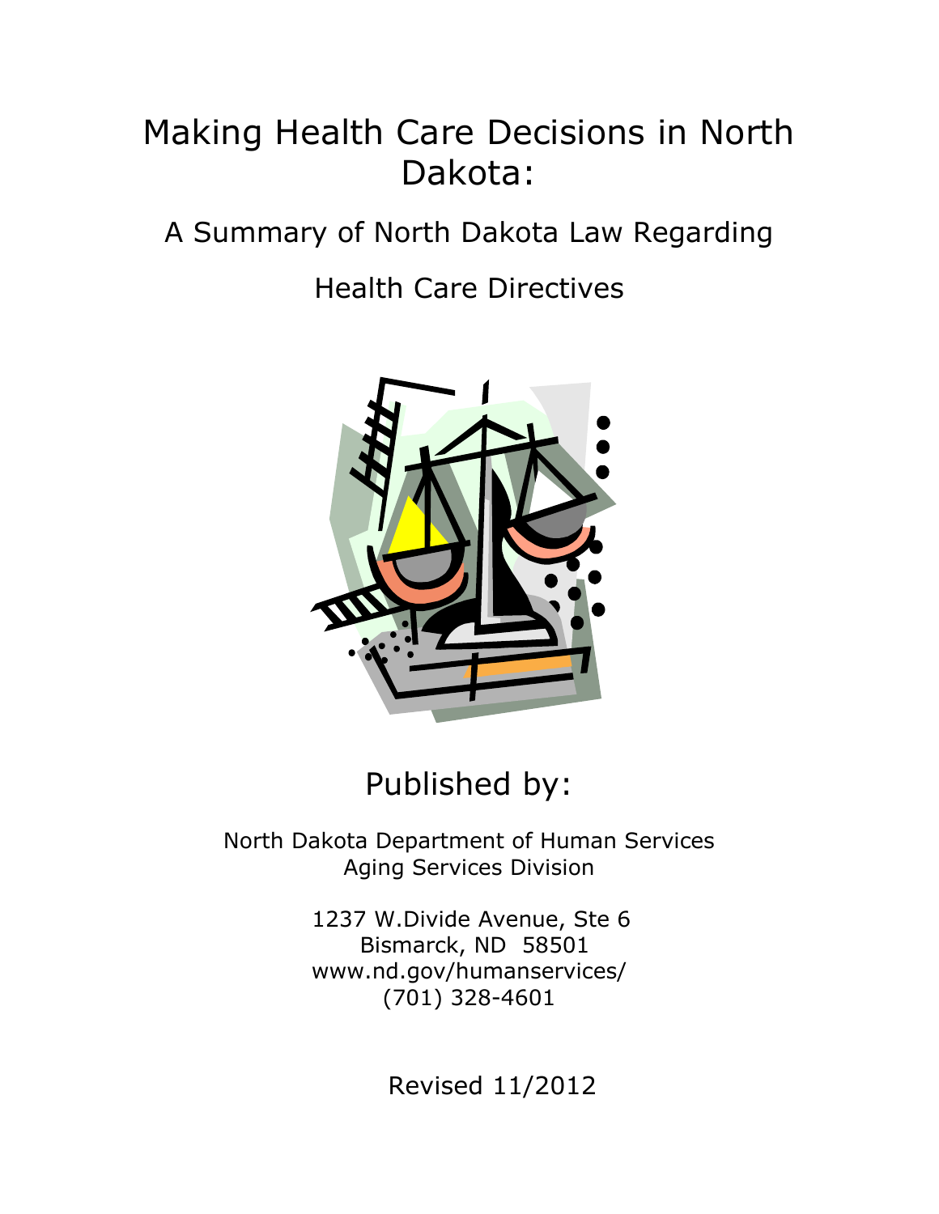# Making Health Care Decisions in North Dakota:

## A Summary of North Dakota Law Regarding Health Care Directives

Published by:

North Dakota Department of Human Services
Aging Services Division

1237 W.Divide Avenue, Ste 6
Bismarck, ND 58501
www.nd.gov/humanservices/
(701) 328-4601

Revised 11/2012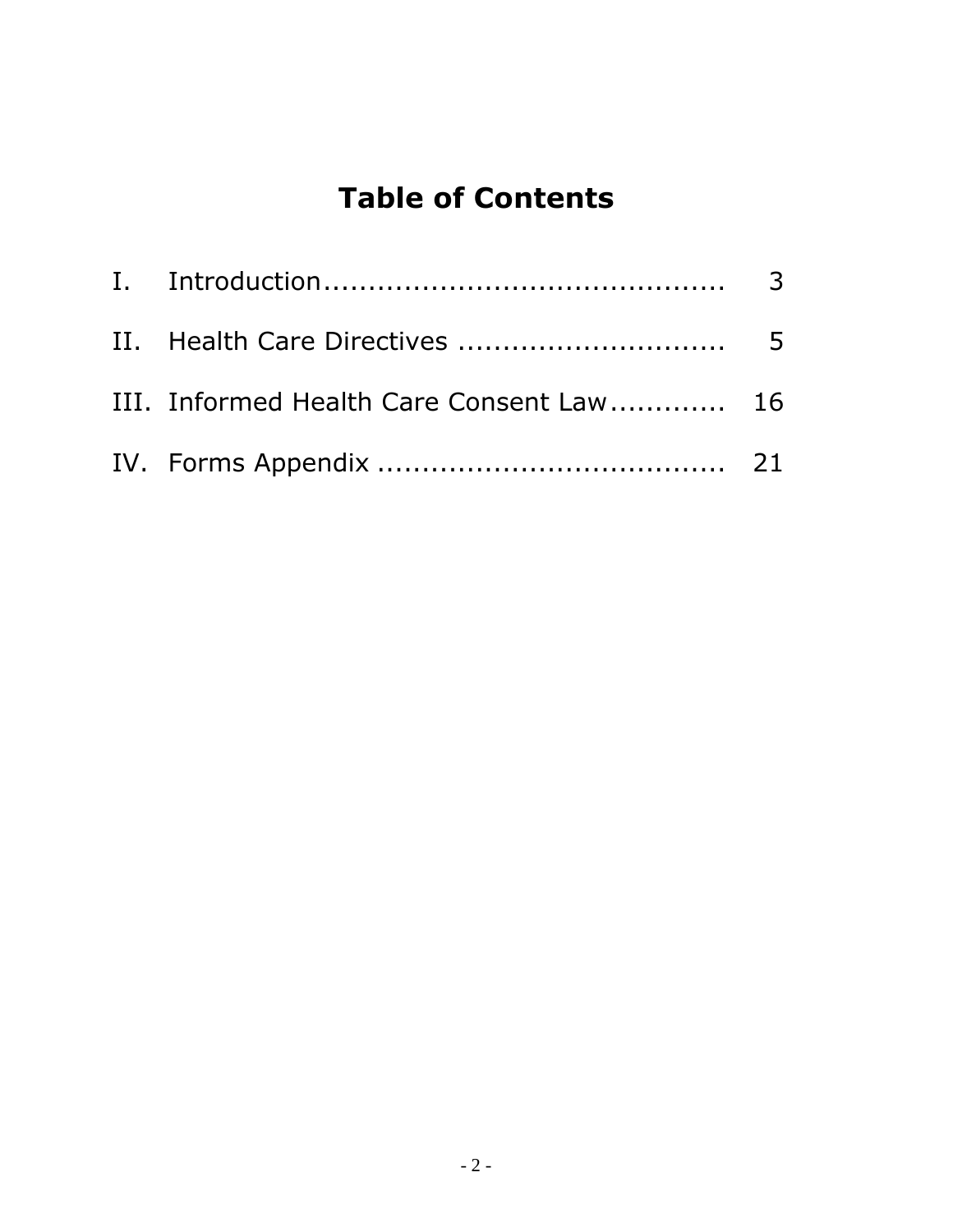# Table of Contents

| | | |
|---|---|---|
| I. | Introduction | 3 |
| II. | Health Care Directives | 5 |
| III. | Informed Health Care Consent Law | 16 |
| IV. | Forms Appendix | 21 |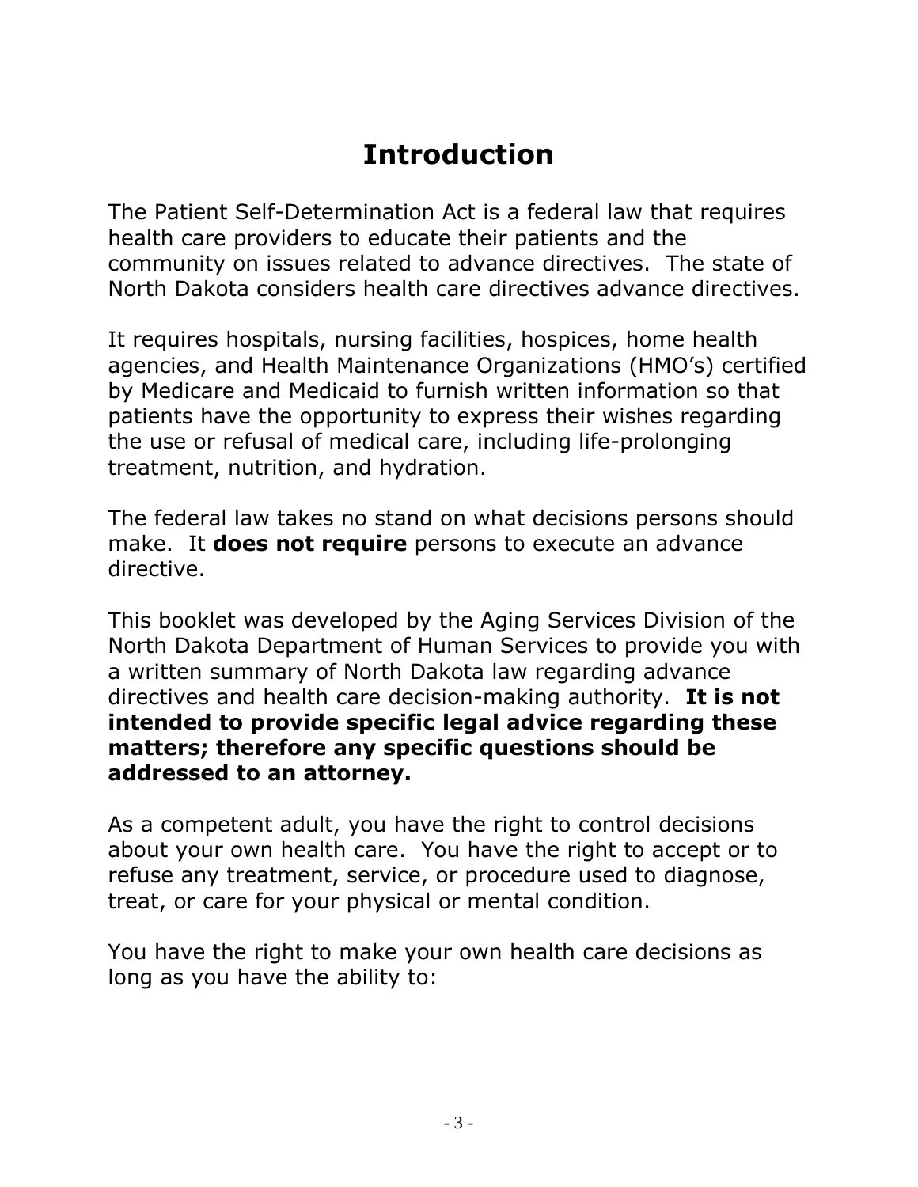# Introduction

The Patient Self-Determination Act is a federal law that requires health care providers to educate their patients and the community on issues related to advance directives. The state of North Dakota considers health care directives advance directives.

It requires hospitals, nursing facilities, hospices, home health agencies, and Health Maintenance Organizations (HMO's) certified by Medicare and Medicaid to furnish written information so that patients have the opportunity to express their wishes regarding the use or refusal of medical care, including life-prolonging treatment, nutrition, and hydration.

The federal law takes no stand on what decisions persons should make. It **does not require** persons to execute an advance directive.

This booklet was developed by the Aging Services Division of the North Dakota Department of Human Services to provide you with a written summary of North Dakota law regarding advance directives and health care decision-making authority. **It is not intended to provide specific legal advice regarding these matters; therefore any specific questions should be addressed to an attorney.**

As a competent adult, you have the right to control decisions about your own health care. You have the right to accept or to refuse any treatment, service, or procedure used to diagnose, treat, or care for your physical or mental condition.

You have the right to make your own health care decisions as long as you have the ability to: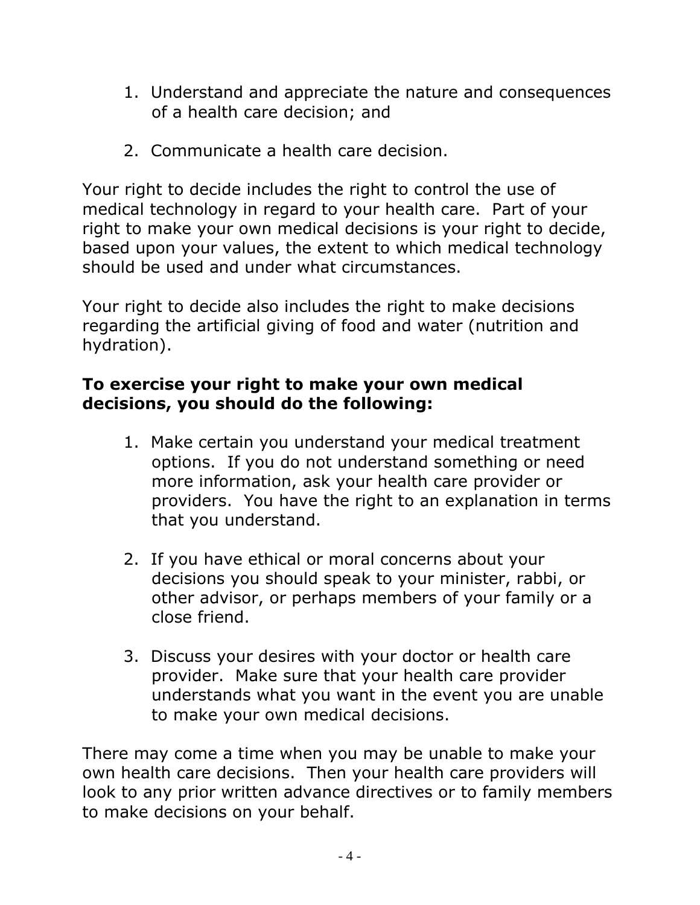1. Understand and appreciate the nature and consequences of a health care decision; and

2. Communicate a health care decision.

Your right to decide includes the right to control the use of medical technology in regard to your health care. Part of your right to make your own medical decisions is your right to decide, based upon your values, the extent to which medical technology should be used and under what circumstances.

Your right to decide also includes the right to make decisions regarding the artificial giving of food and water (nutrition and hydration).

**To exercise your right to make your own medical decisions, you should do the following:**

1. Make certain you understand your medical treatment options. If you do not understand something or need more information, ask your health care provider or providers. You have the right to an explanation in terms that you understand.

2. If you have ethical or moral concerns about your decisions you should speak to your minister, rabbi, or other advisor, or perhaps members of your family or a close friend.

3. Discuss your desires with your doctor or health care provider. Make sure that your health care provider understands what you want in the event you are unable to make your own medical decisions.

There may come a time when you may be unable to make your own health care decisions. Then your health care providers will look to any prior written advance directives or to family members to make decisions on your behalf.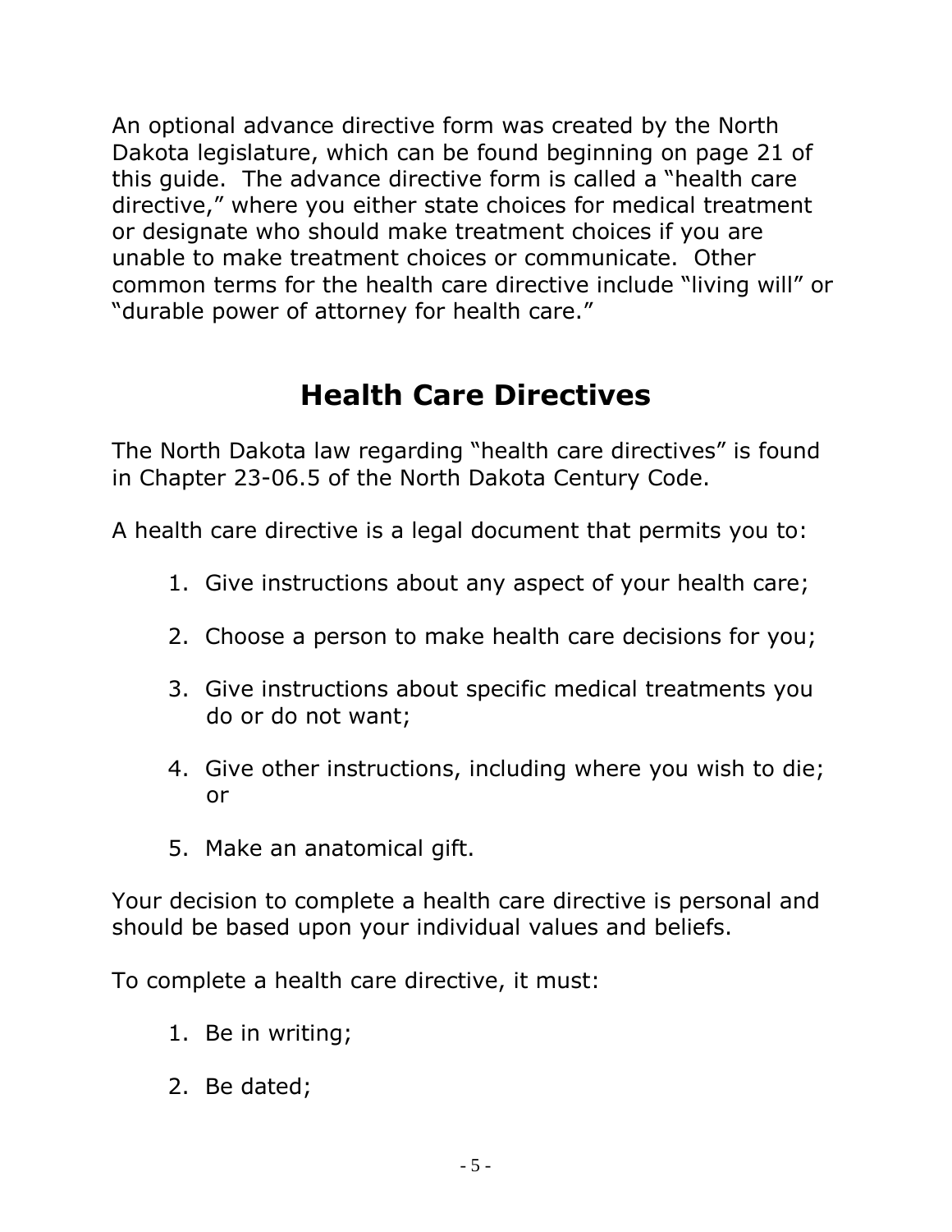An optional advance directive form was created by the North Dakota legislature, which can be found beginning on page 21 of this guide. The advance directive form is called a "health care directive," where you either state choices for medical treatment or designate who should make treatment choices if you are unable to make treatment choices or communicate. Other common terms for the health care directive include "living will" or "durable power of attorney for health care."

## Health Care Directives

The North Dakota law regarding "health care directives" is found in Chapter 23-06.5 of the North Dakota Century Code.

A health care directive is a legal document that permits you to:

1. Give instructions about any aspect of your health care;
2. Choose a person to make health care decisions for you;
3. Give instructions about specific medical treatments you do or do not want;
4. Give other instructions, including where you wish to die; or
5. Make an anatomical gift.

Your decision to complete a health care directive is personal and should be based upon your individual values and beliefs.

To complete a health care directive, it must:

1. Be in writing;
2. Be dated;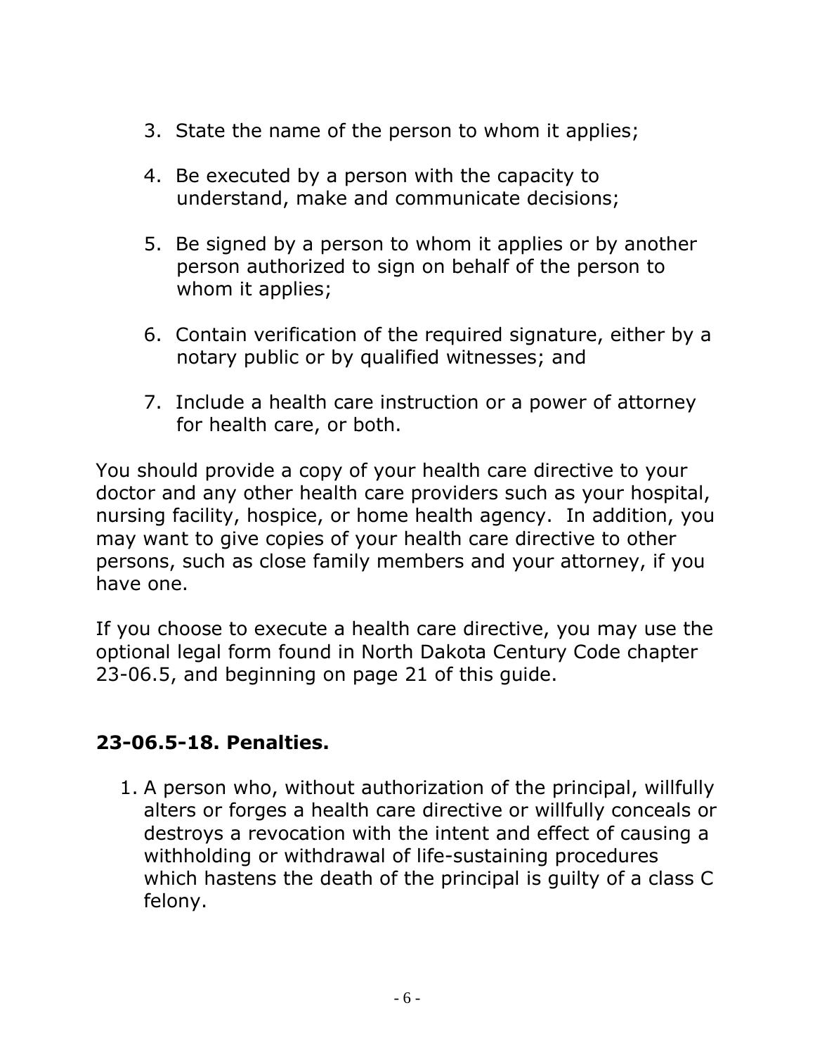3. State the name of the person to whom it applies;

4. Be executed by a person with the capacity to understand, make and communicate decisions;

5. Be signed by a person to whom it applies or by another person authorized to sign on behalf of the person to whom it applies;

6. Contain verification of the required signature, either by a notary public or by qualified witnesses; and

7. Include a health care instruction or a power of attorney for health care, or both.

You should provide a copy of your health care directive to your doctor and any other health care providers such as your hospital, nursing facility, hospice, or home health agency. In addition, you may want to give copies of your health care directive to other persons, such as close family members and your attorney, if you have one.

If you choose to execute a health care directive, you may use the optional legal form found in North Dakota Century Code chapter 23-06.5, and beginning on page 21 of this guide.

### 23-06.5-18. Penalties.

1. A person who, without authorization of the principal, willfully alters or forges a health care directive or willfully conceals or destroys a revocation with the intent and effect of causing a withholding or withdrawal of life-sustaining procedures which hastens the death of the principal is guilty of a class C felony.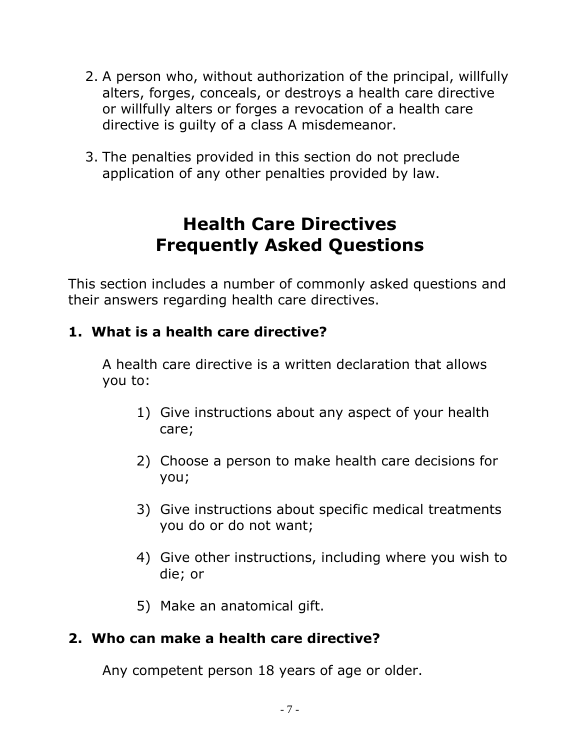2. A person who, without authorization of the principal, willfully alters, forges, conceals, or destroys a health care directive or willfully alters or forges a revocation of a health care directive is guilty of a class A misdemeanor.

3. The penalties provided in this section do not preclude application of any other penalties provided by law.

# Health Care Directives Frequently Asked Questions

This section includes a number of commonly asked questions and their answers regarding health care directives.

### 1. What is a health care directive?

A health care directive is a written declaration that allows you to:

1) Give instructions about any aspect of your health care;

2) Choose a person to make health care decisions for you;

3) Give instructions about specific medical treatments you do or do not want;

4) Give other instructions, including where you wish to die; or

5) Make an anatomical gift.

### 2. Who can make a health care directive?

Any competent person 18 years of age or older.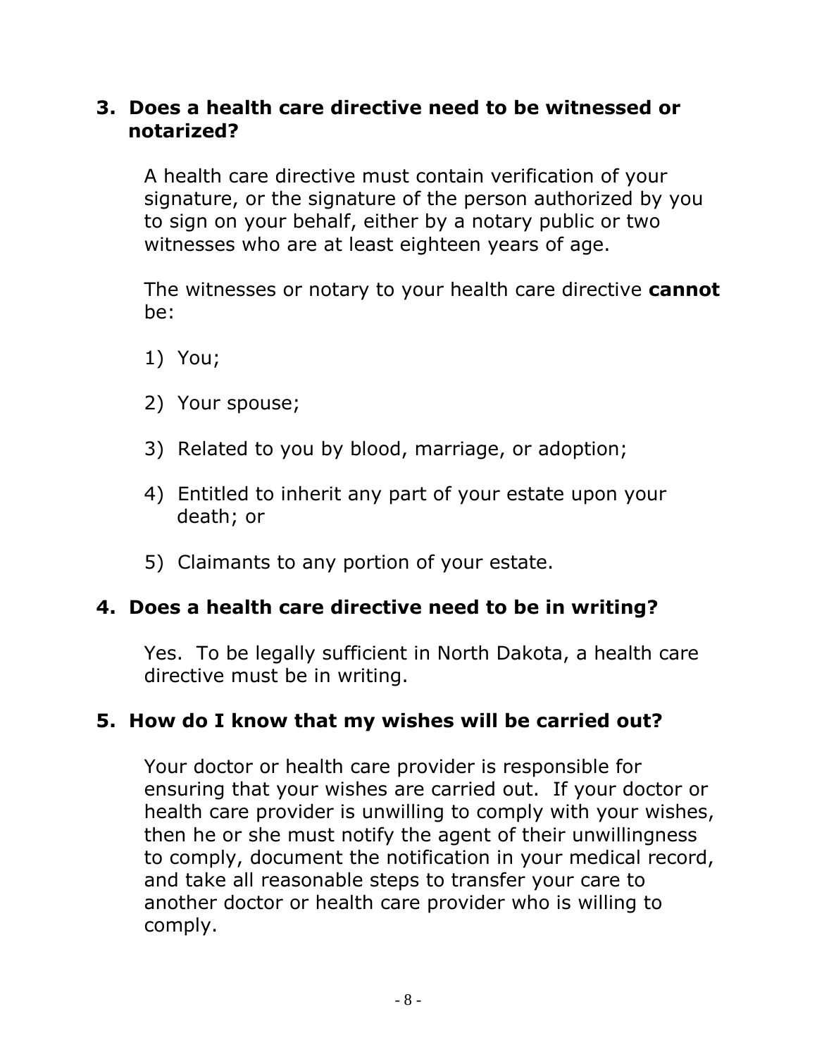### 3. Does a health care directive need to be witnessed or notarized?

A health care directive must contain verification of your signature, or the signature of the person authorized by you to sign on your behalf, either by a notary public or two witnesses who are at least eighteen years of age.

The witnesses or notary to your health care directive **cannot** be:

1) You;
2) Your spouse;
3) Related to you by blood, marriage, or adoption;
4) Entitled to inherit any part of your estate upon your death; or
5) Claimants to any portion of your estate.

### 4. Does a health care directive need to be in writing?

Yes. To be legally sufficient in North Dakota, a health care directive must be in writing.

### 5. How do I know that my wishes will be carried out?

Your doctor or health care provider is responsible for ensuring that your wishes are carried out. If your doctor or health care provider is unwilling to comply with your wishes, then he or she must notify the agent of their unwillingness to comply, document the notification in your medical record, and take all reasonable steps to transfer your care to another doctor or health care provider who is willing to comply.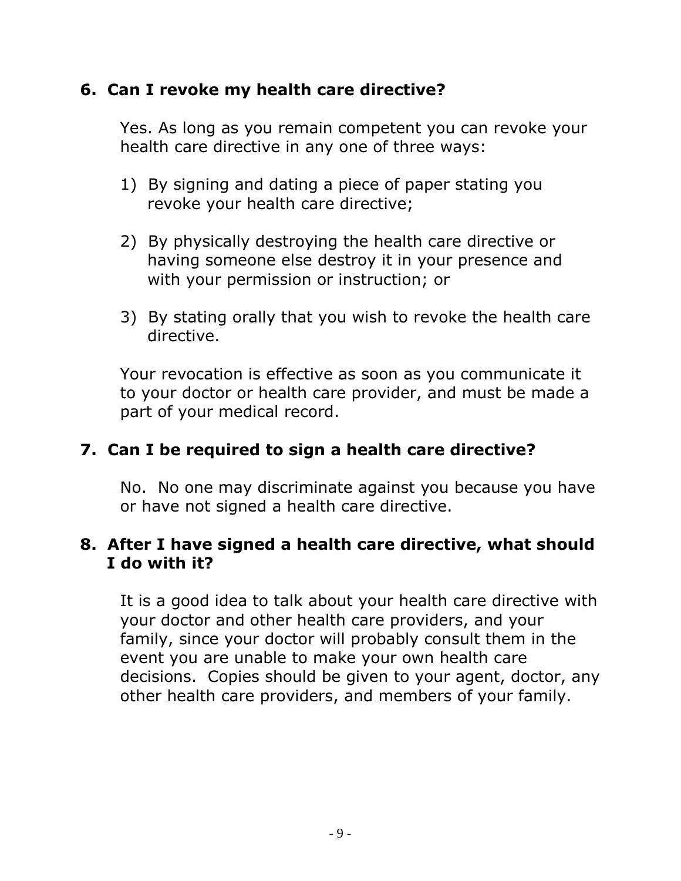## 6. Can I revoke my health care directive?

Yes. As long as you remain competent you can revoke your health care directive in any one of three ways:

1) By signing and dating a piece of paper stating you revoke your health care directive;

2) By physically destroying the health care directive or having someone else destroy it in your presence and with your permission or instruction; or

3) By stating orally that you wish to revoke the health care directive.

Your revocation is effective as soon as you communicate it to your doctor or health care provider, and must be made a part of your medical record.

## 7. Can I be required to sign a health care directive?

No. No one may discriminate against you because you have or have not signed a health care directive.

## 8. After I have signed a health care directive, what should I do with it?

It is a good idea to talk about your health care directive with your doctor and other health care providers, and your family, since your doctor will probably consult them in the event you are unable to make your own health care decisions. Copies should be given to your agent, doctor, any other health care providers, and members of your family.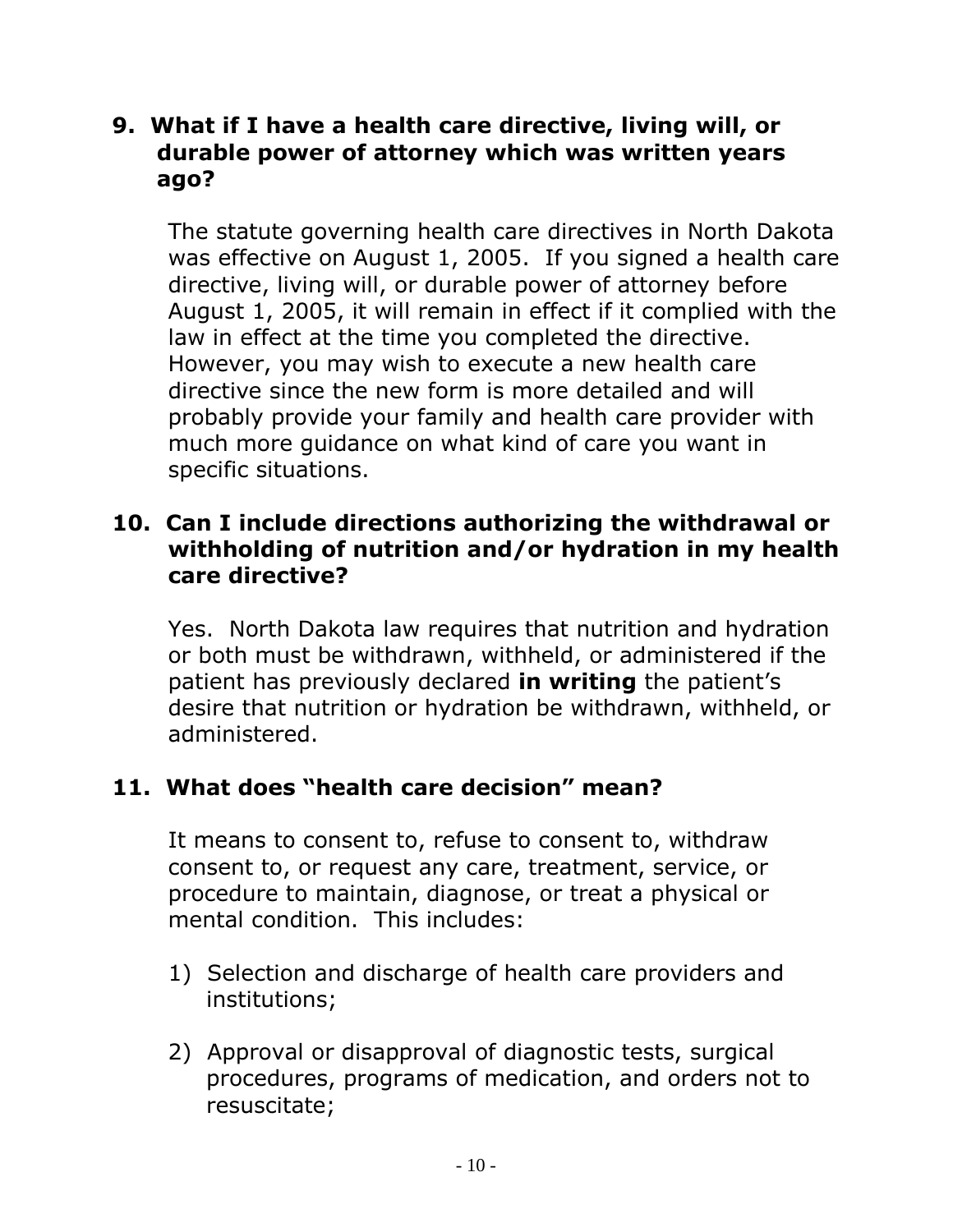### 9. What if I have a health care directive, living will, or durable power of attorney which was written years ago?

The statute governing health care directives in North Dakota was effective on August 1, 2005. If you signed a health care directive, living will, or durable power of attorney before August 1, 2005, it will remain in effect if it complied with the law in effect at the time you completed the directive. However, you may wish to execute a new health care directive since the new form is more detailed and will probably provide your family and health care provider with much more guidance on what kind of care you want in specific situations.

### 10. Can I include directions authorizing the withdrawal or withholding of nutrition and/or hydration in my health care directive?

Yes. North Dakota law requires that nutrition and hydration or both must be withdrawn, withheld, or administered if the patient has previously declared **in writing** the patient's desire that nutrition or hydration be withdrawn, withheld, or administered.

### 11. What does "health care decision" mean?

It means to consent to, refuse to consent to, withdraw consent to, or request any care, treatment, service, or procedure to maintain, diagnose, or treat a physical or mental condition. This includes:

1) Selection and discharge of health care providers and institutions;

2) Approval or disapproval of diagnostic tests, surgical procedures, programs of medication, and orders not to resuscitate;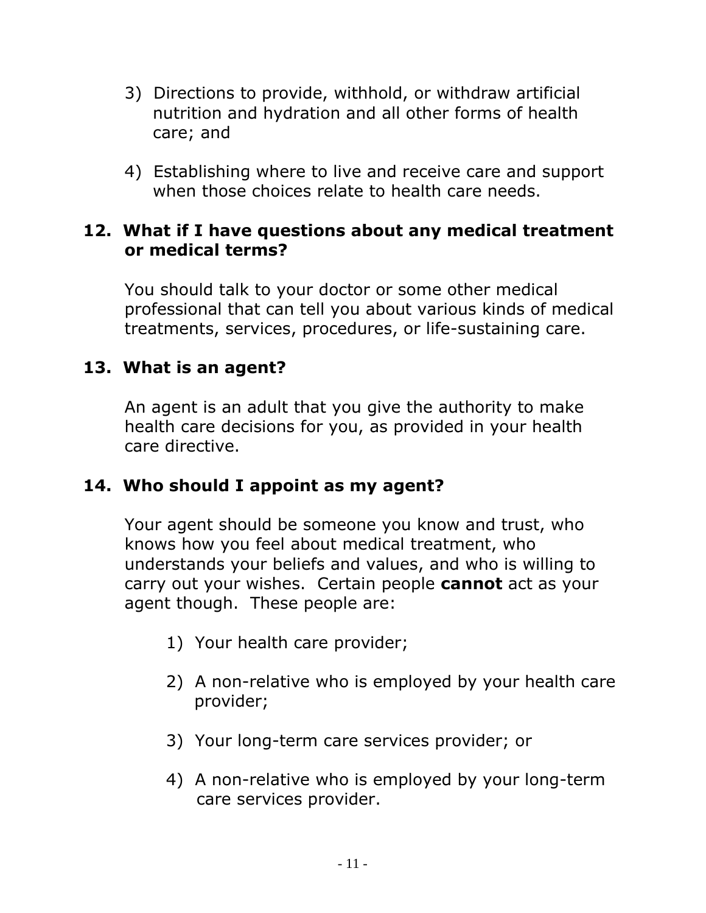3) Directions to provide, withhold, or withdraw artificial nutrition and hydration and all other forms of health care; and

4) Establishing where to live and receive care and support when those choices relate to health care needs.

### 12. What if I have questions about any medical treatment or medical terms?

You should talk to your doctor or some other medical professional that can tell you about various kinds of medical treatments, services, procedures, or life-sustaining care.

### 13. What is an agent?

An agent is an adult that you give the authority to make health care decisions for you, as provided in your health care directive.

### 14. Who should I appoint as my agent?

Your agent should be someone you know and trust, who knows how you feel about medical treatment, who understands your beliefs and values, and who is willing to carry out your wishes. Certain people **cannot** act as your agent though. These people are:

1) Your health care provider;

2) A non-relative who is employed by your health care provider;

3) Your long-term care services provider; or

4) A non-relative who is employed by your long-term care services provider.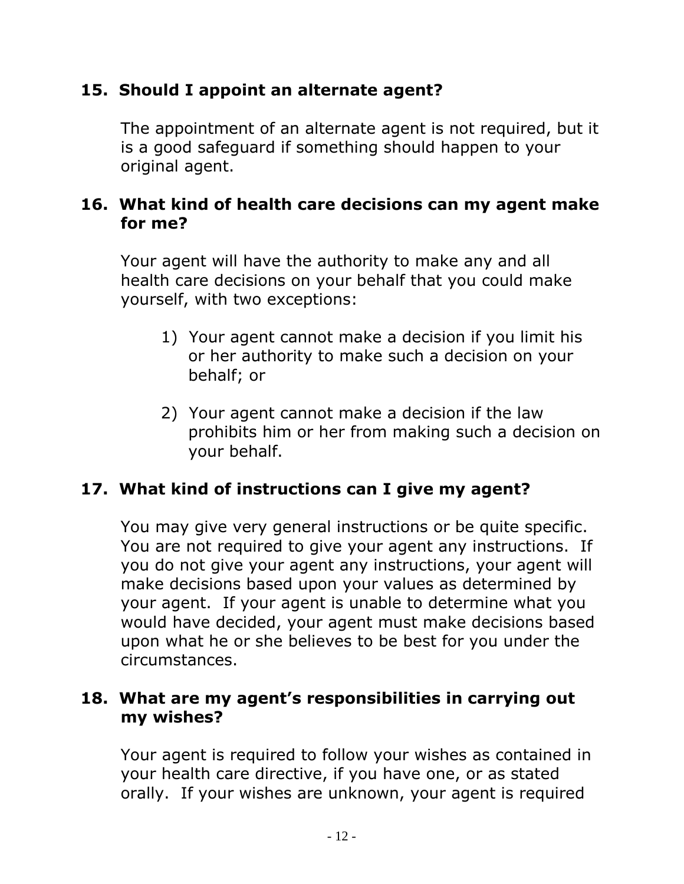### 15. Should I appoint an alternate agent?

The appointment of an alternate agent is not required, but it is a good safeguard if something should happen to your original agent.

### 16. What kind of health care decisions can my agent make for me?

Your agent will have the authority to make any and all health care decisions on your behalf that you could make yourself, with two exceptions:

1) Your agent cannot make a decision if you limit his or her authority to make such a decision on your behalf; or

2) Your agent cannot make a decision if the law prohibits him or her from making such a decision on your behalf.

### 17. What kind of instructions can I give my agent?

You may give very general instructions or be quite specific. You are not required to give your agent any instructions. If you do not give your agent any instructions, your agent will make decisions based upon your values as determined by your agent. If your agent is unable to determine what you would have decided, your agent must make decisions based upon what he or she believes to be best for you under the circumstances.

### 18. What are my agent's responsibilities in carrying out my wishes?

Your agent is required to follow your wishes as contained in your health care directive, if you have one, or as stated orally. If your wishes are unknown, your agent is required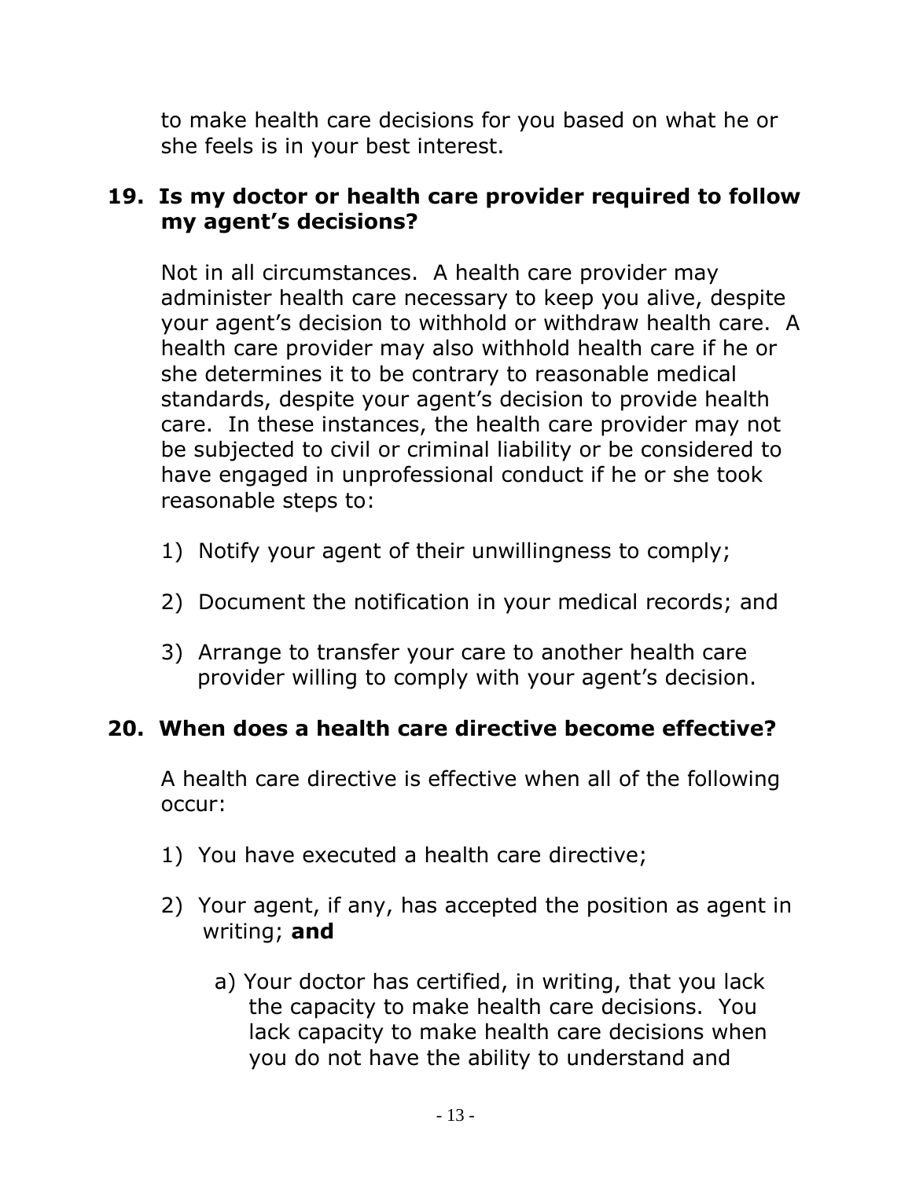to make health care decisions for you based on what he or she feels is in your best interest.

**19. Is my doctor or health care provider required to follow my agent's decisions?**

Not in all circumstances. A health care provider may administer health care necessary to keep you alive, despite your agent's decision to withhold or withdraw health care. A health care provider may also withhold health care if he or she determines it to be contrary to reasonable medical standards, despite your agent's decision to provide health care. In these instances, the health care provider may not be subjected to civil or criminal liability or be considered to have engaged in unprofessional conduct if he or she took reasonable steps to:

1) Notify your agent of their unwillingness to comply;

2) Document the notification in your medical records; and

3) Arrange to transfer your care to another health care provider willing to comply with your agent's decision.

**20. When does a health care directive become effective?**

A health care directive is effective when all of the following occur:

1) You have executed a health care directive;

2) Your agent, if any, has accepted the position as agent in writing; **and**

   a) Your doctor has certified, in writing, that you lack the capacity to make health care decisions. You lack capacity to make health care decisions when you do not have the ability to understand and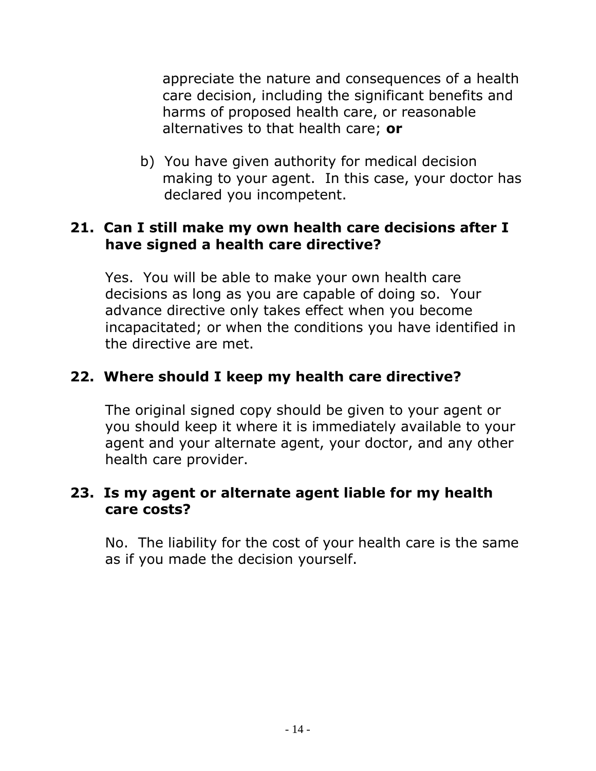appreciate the nature and consequences of a health care decision, including the significant benefits and harms of proposed health care, or reasonable alternatives to that health care; **or**

b) You have given authority for medical decision making to your agent. In this case, your doctor has declared you incompetent.

### 21. Can I still make my own health care decisions after I have signed a health care directive?

Yes. You will be able to make your own health care decisions as long as you are capable of doing so. Your advance directive only takes effect when you become incapacitated; or when the conditions you have identified in the directive are met.

### 22. Where should I keep my health care directive?

The original signed copy should be given to your agent or you should keep it where it is immediately available to your agent and your alternate agent, your doctor, and any other health care provider.

### 23. Is my agent or alternate agent liable for my health care costs?

No. The liability for the cost of your health care is the same as if you made the decision yourself.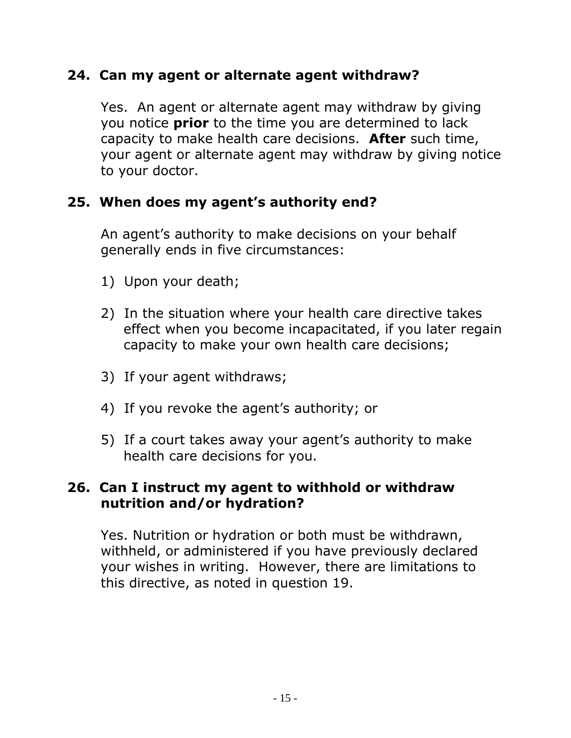### 24. Can my agent or alternate agent withdraw?

Yes. An agent or alternate agent may withdraw by giving you notice **prior** to the time you are determined to lack capacity to make health care decisions. **After** such time, your agent or alternate agent may withdraw by giving notice to your doctor.

### 25. When does my agent's authority end?

An agent's authority to make decisions on your behalf generally ends in five circumstances:

1) Upon your death;
2) In the situation where your health care directive takes effect when you become incapacitated, if you later regain capacity to make your own health care decisions;
3) If your agent withdraws;
4) If you revoke the agent's authority; or
5) If a court takes away your agent's authority to make health care decisions for you.

### 26. Can I instruct my agent to withhold or withdraw nutrition and/or hydration?

Yes. Nutrition or hydration or both must be withdrawn, withheld, or administered if you have previously declared your wishes in writing. However, there are limitations to this directive, as noted in question 19.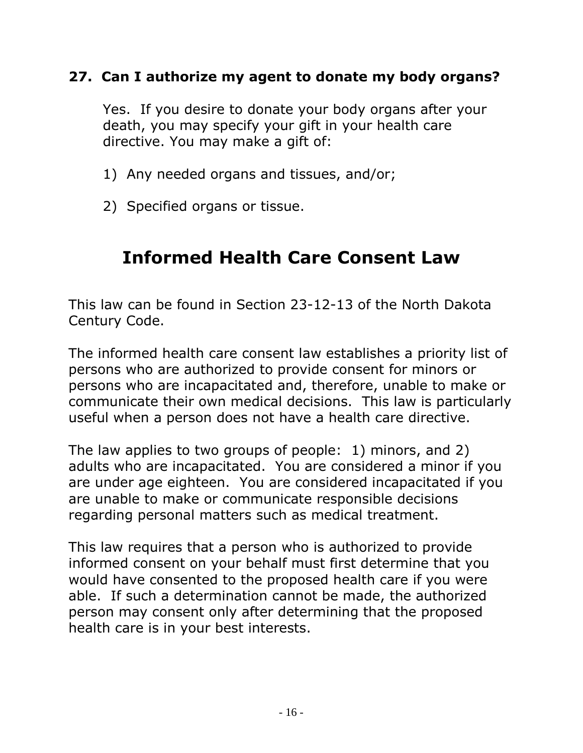### 27. Can I authorize my agent to donate my body organs?

Yes. If you desire to donate your body organs after your death, you may specify your gift in your health care directive. You may make a gift of:

1) Any needed organs and tissues, and/or;

2) Specified organs or tissue.

## Informed Health Care Consent Law

This law can be found in Section 23-12-13 of the North Dakota Century Code.

The informed health care consent law establishes a priority list of persons who are authorized to provide consent for minors or persons who are incapacitated and, therefore, unable to make or communicate their own medical decisions. This law is particularly useful when a person does not have a health care directive.

The law applies to two groups of people: 1) minors, and 2) adults who are incapacitated. You are considered a minor if you are under age eighteen. You are considered incapacitated if you are unable to make or communicate responsible decisions regarding personal matters such as medical treatment.

This law requires that a person who is authorized to provide informed consent on your behalf must first determine that you would have consented to the proposed health care if you were able. If such a determination cannot be made, the authorized person may consent only after determining that the proposed health care is in your best interests.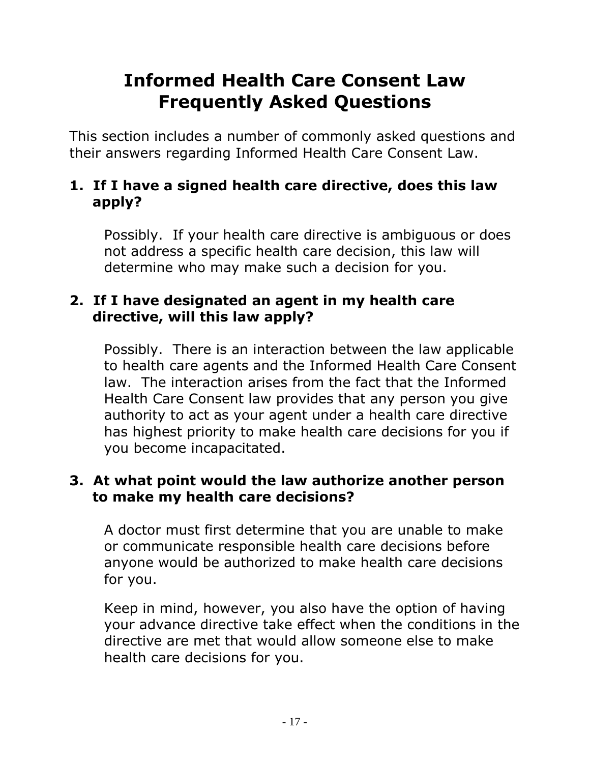# Informed Health Care Consent Law Frequently Asked Questions

This section includes a number of commonly asked questions and their answers regarding Informed Health Care Consent Law.

**1. If I have a signed health care directive, does this law apply?**

Possibly. If your health care directive is ambiguous or does not address a specific health care decision, this law will determine who may make such a decision for you.

**2. If I have designated an agent in my health care directive, will this law apply?**

Possibly. There is an interaction between the law applicable to health care agents and the Informed Health Care Consent law. The interaction arises from the fact that the Informed Health Care Consent law provides that any person you give authority to act as your agent under a health care directive has highest priority to make health care decisions for you if you become incapacitated.

**3. At what point would the law authorize another person to make my health care decisions?**

A doctor must first determine that you are unable to make or communicate responsible health care decisions before anyone would be authorized to make health care decisions for you.

Keep in mind, however, you also have the option of having your advance directive take effect when the conditions in the directive are met that would allow someone else to make health care decisions for you.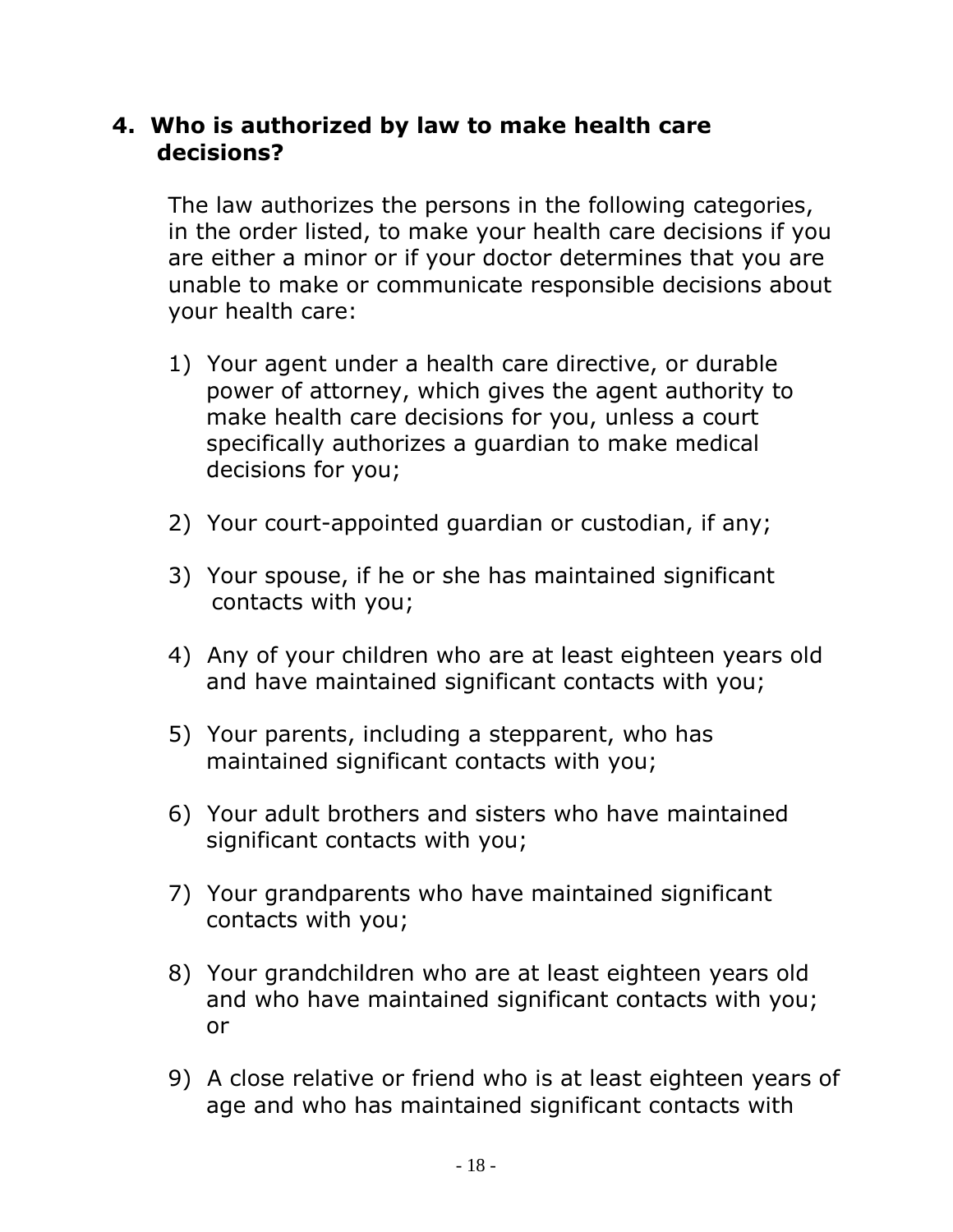### 4. Who is authorized by law to make health care decisions?

The law authorizes the persons in the following categories, in the order listed, to make your health care decisions if you are either a minor or if your doctor determines that you are unable to make or communicate responsible decisions about your health care:

1) Your agent under a health care directive, or durable power of attorney, which gives the agent authority to make health care decisions for you, unless a court specifically authorizes a guardian to make medical decisions for you;

2) Your court-appointed guardian or custodian, if any;

3) Your spouse, if he or she has maintained significant contacts with you;

4) Any of your children who are at least eighteen years old and have maintained significant contacts with you;

5) Your parents, including a stepparent, who has maintained significant contacts with you;

6) Your adult brothers and sisters who have maintained significant contacts with you;

7) Your grandparents who have maintained significant contacts with you;

8) Your grandchildren who are at least eighteen years old and who have maintained significant contacts with you; or

9) A close relative or friend who is at least eighteen years of age and who has maintained significant contacts with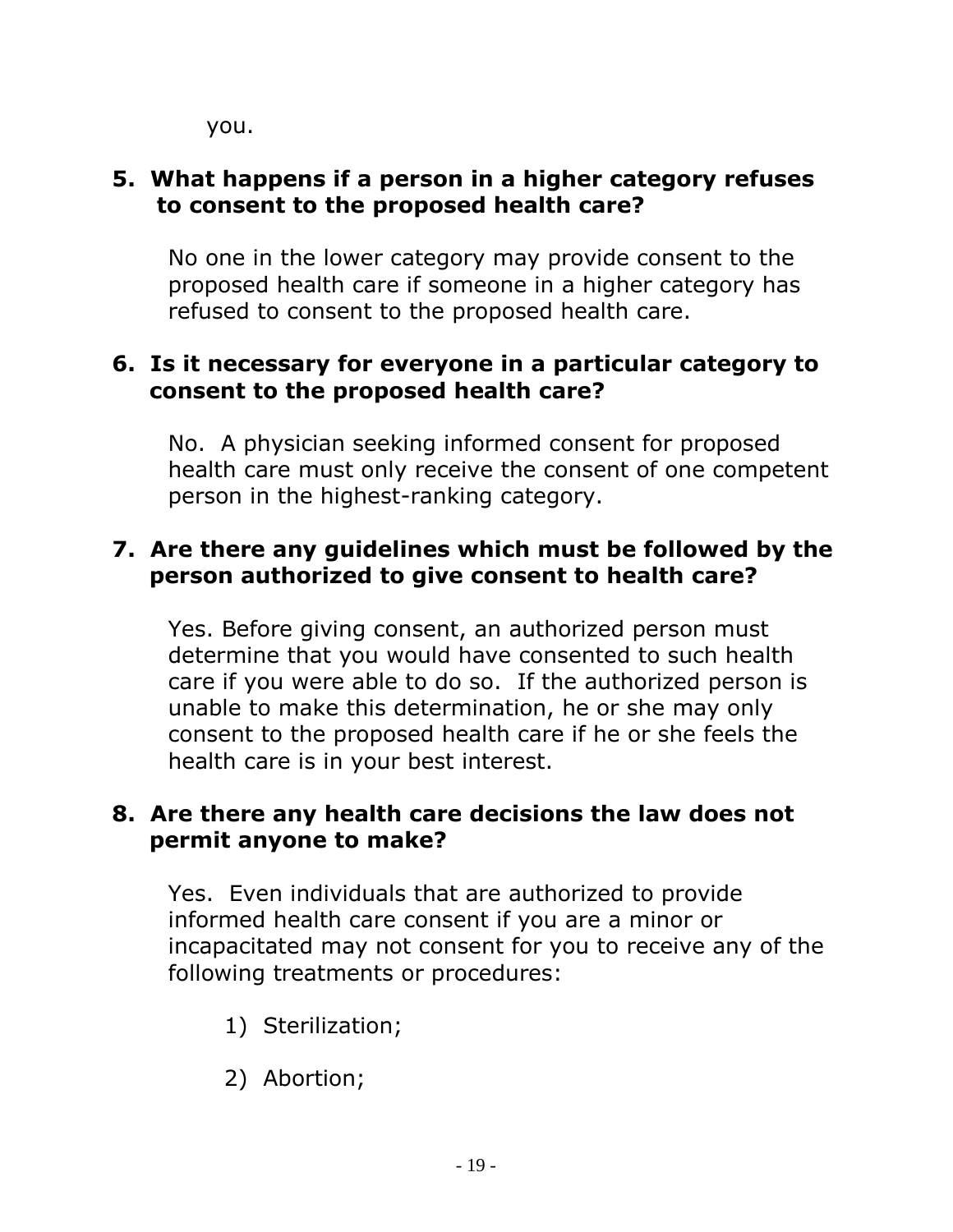you.

**5. What happens if a person in a higher category refuses to consent to the proposed health care?**

No one in the lower category may provide consent to the proposed health care if someone in a higher category has refused to consent to the proposed health care.

**6. Is it necessary for everyone in a particular category to consent to the proposed health care?**

No. A physician seeking informed consent for proposed health care must only receive the consent of one competent person in the highest-ranking category.

**7. Are there any guidelines which must be followed by the person authorized to give consent to health care?**

Yes. Before giving consent, an authorized person must determine that you would have consented to such health care if you were able to do so. If the authorized person is unable to make this determination, he or she may only consent to the proposed health care if he or she feels the health care is in your best interest.

**8. Are there any health care decisions the law does not permit anyone to make?**

Yes. Even individuals that are authorized to provide informed health care consent if you are a minor or incapacitated may not consent for you to receive any of the following treatments or procedures:

1) Sterilization;

2) Abortion;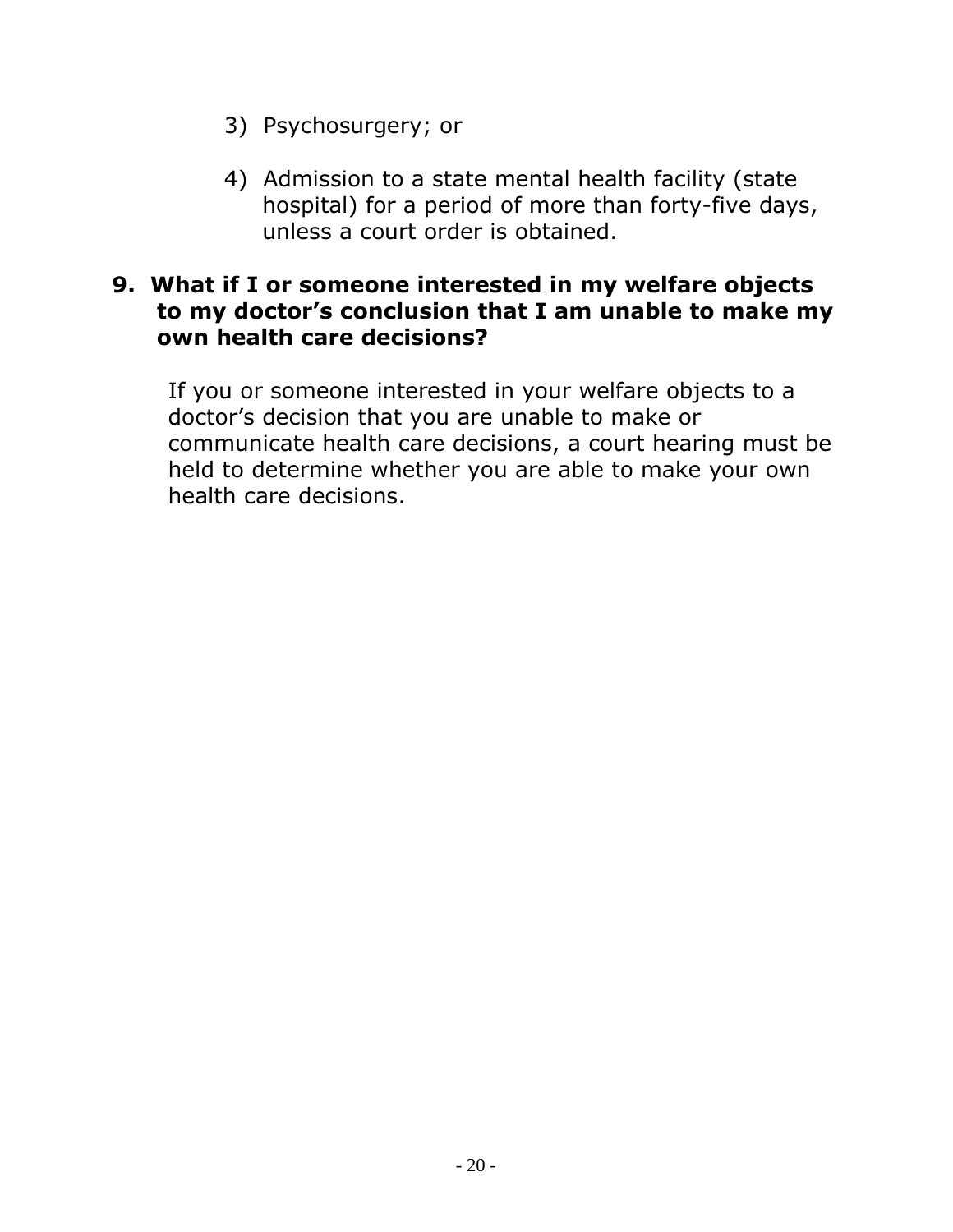3) Psychosurgery; or

4) Admission to a state mental health facility (state hospital) for a period of more than forty-five days, unless a court order is obtained.

### 9. What if I or someone interested in my welfare objects to my doctor's conclusion that I am unable to make my own health care decisions?

If you or someone interested in your welfare objects to a doctor's decision that you are unable to make or communicate health care decisions, a court hearing must be held to determine whether you are able to make your own health care decisions.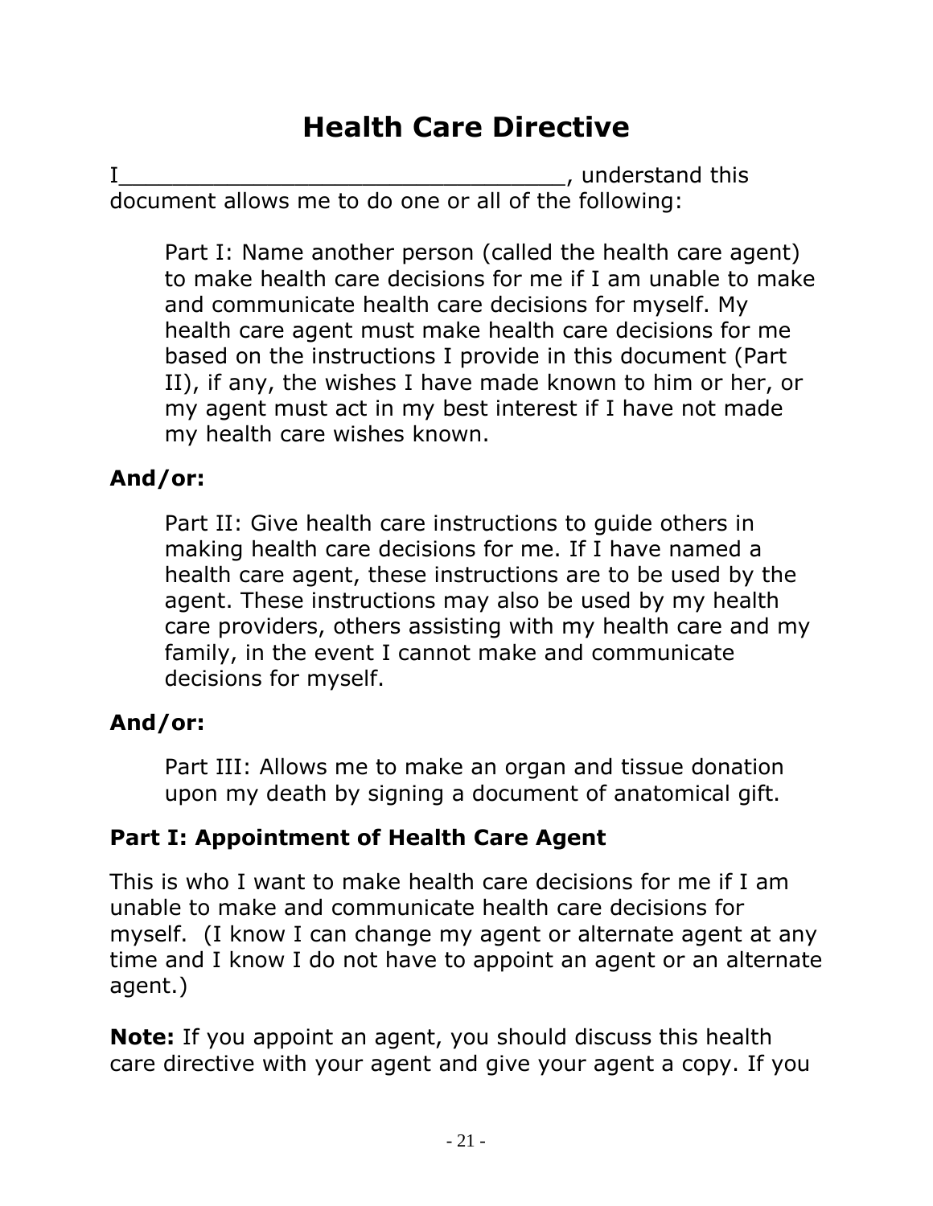# Health Care Directive

I_________________________________, understand this document allows me to do one or all of the following:

> Part I: Name another person (called the health care agent) to make health care decisions for me if I am unable to make and communicate health care decisions for myself. My health care agent must make health care decisions for me based on the instructions I provide in this document (Part II), if any, the wishes I have made known to him or her, or my agent must act in my best interest if I have not made my health care wishes known.

**And/or:**

> Part II: Give health care instructions to guide others in making health care decisions for me. If I have named a health care agent, these instructions are to be used by the agent. These instructions may also be used by my health care providers, others assisting with my health care and my family, in the event I cannot make and communicate decisions for myself.

**And/or:**

> Part III: Allows me to make an organ and tissue donation upon my death by signing a document of anatomical gift.

**Part I: Appointment of Health Care Agent**

This is who I want to make health care decisions for me if I am unable to make and communicate health care decisions for myself. (I know I can change my agent or alternate agent at any time and I know I do not have to appoint an agent or an alternate agent.)

**Note:** If you appoint an agent, you should discuss this health care directive with your agent and give your agent a copy. If you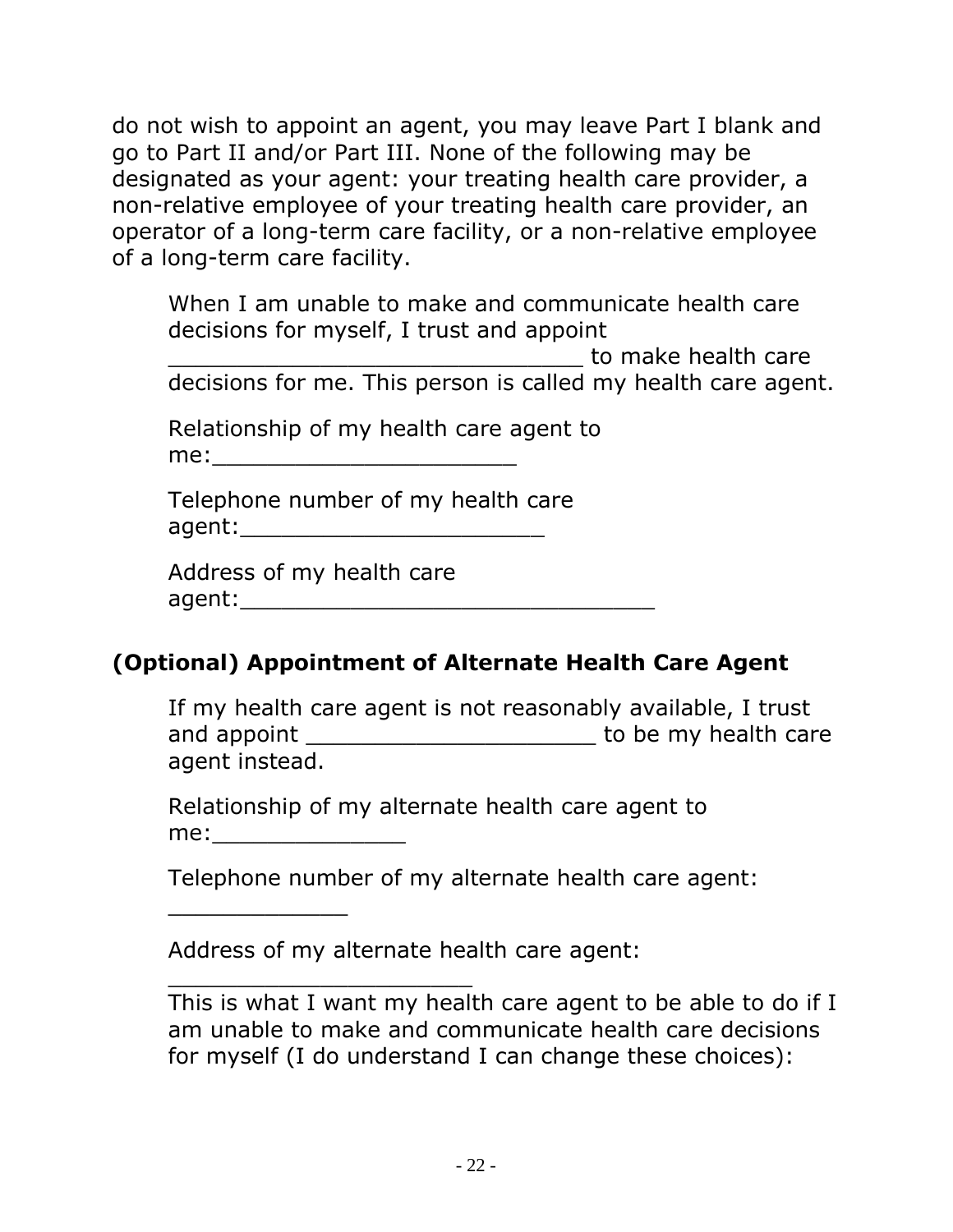do not wish to appoint an agent, you may leave Part I blank and go to Part II and/or Part III. None of the following may be designated as your agent: your treating health care provider, a non-relative employee of your treating health care provider, an operator of a long-term care facility, or a non-relative employee of a long-term care facility.

When I am unable to make and communicate health care decisions for myself, I trust and appoint ______________________________ to make health care decisions for me. This person is called my health care agent.

Relationship of my health care agent to me:______________________

Telephone number of my health care agent:______________________

Address of my health care agent:______________________________

## (Optional) Appointment of Alternate Health Care Agent

If my health care agent is not reasonably available, I trust and appoint _____________________ to be my health care agent instead.

Relationship of my alternate health care agent to me:______________

Telephone number of my alternate health care agent: _____________

Address of my alternate health care agent: ______________________

This is what I want my health care agent to be able to do if I am unable to make and communicate health care decisions for myself (I do understand I can change these choices):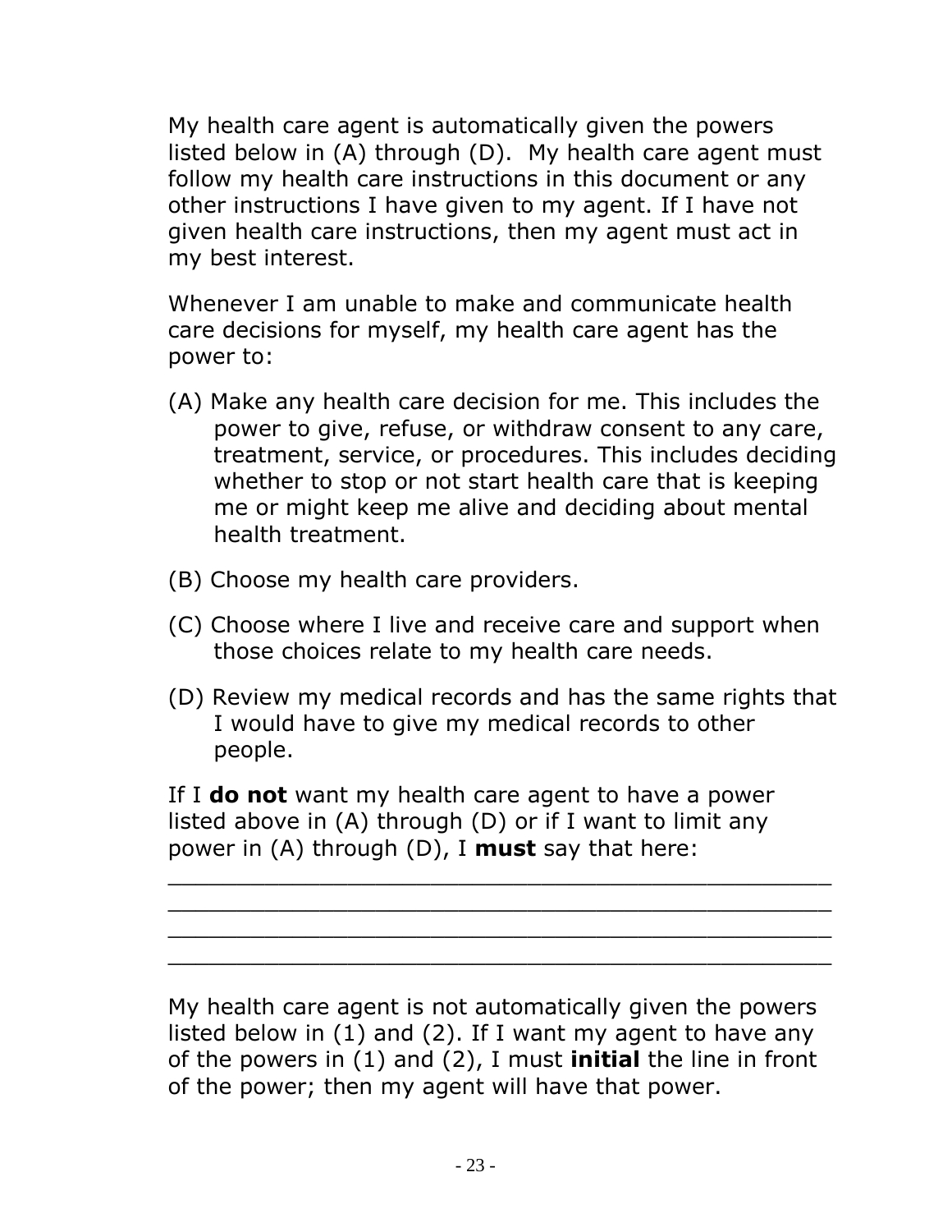My health care agent is automatically given the powers listed below in (A) through (D). My health care agent must follow my health care instructions in this document or any other instructions I have given to my agent. If I have not given health care instructions, then my agent must act in my best interest.

Whenever I am unable to make and communicate health care decisions for myself, my health care agent has the power to:

(A) Make any health care decision for me. This includes the power to give, refuse, or withdraw consent to any care, treatment, service, or procedures. This includes deciding whether to stop or not start health care that is keeping me or might keep me alive and deciding about mental health treatment.

(B) Choose my health care providers.

(C) Choose where I live and receive care and support when those choices relate to my health care needs.

(D) Review my medical records and has the same rights that I would have to give my medical records to other people.

If I **do not** want my health care agent to have a power listed above in (A) through (D) or if I want to limit any power in (A) through (D), I **must** say that here:

_______________________________________________
_______________________________________________
_______________________________________________
_______________________________________________

My health care agent is not automatically given the powers listed below in (1) and (2). If I want my agent to have any of the powers in (1) and (2), I must **initial** the line in front of the power; then my agent will have that power.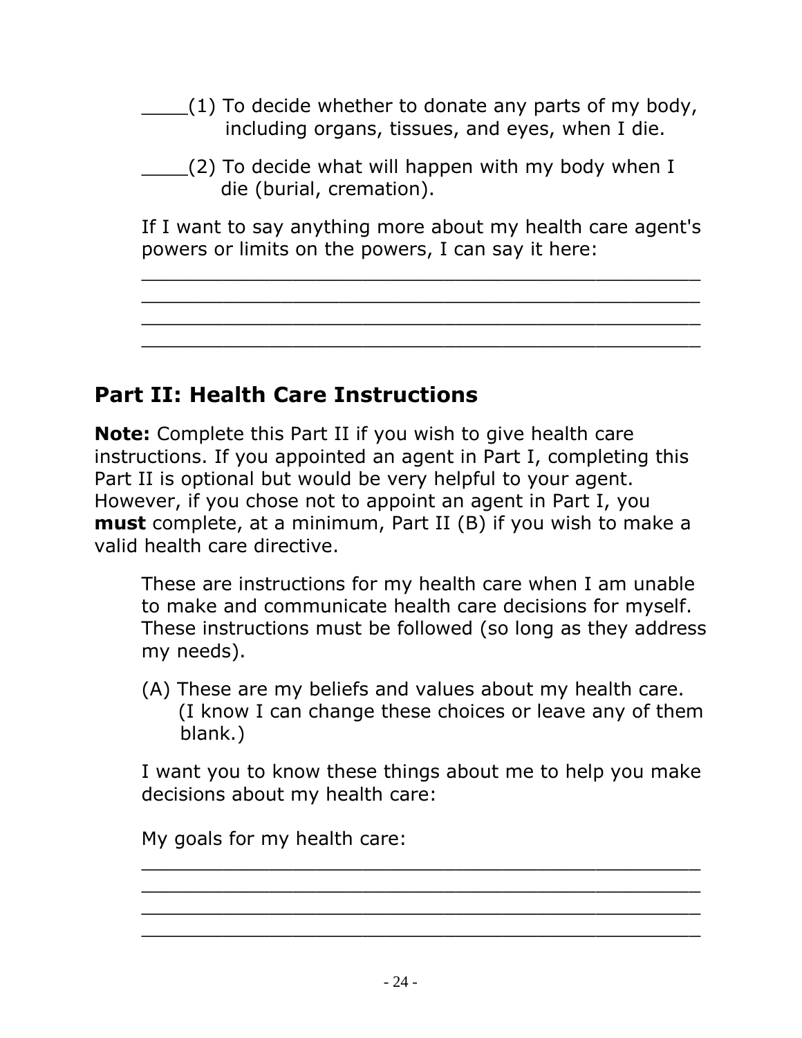____(1) To decide whether to donate any parts of my body, including organs, tissues, and eyes, when I die.

____(2) To decide what will happen with my body when I die (burial, cremation).

If I want to say anything more about my health care agent's powers or limits on the powers, I can say it here:

______________________________________________
______________________________________________
______________________________________________
______________________________________________

## Part II: Health Care Instructions

**Note:** Complete this Part II if you wish to give health care instructions. If you appointed an agent in Part I, completing this Part II is optional but would be very helpful to your agent. However, if you chose not to appoint an agent in Part I, you **must** complete, at a minimum, Part II (B) if you wish to make a valid health care directive.

These are instructions for my health care when I am unable to make and communicate health care decisions for myself. These instructions must be followed (so long as they address my needs).

(A) These are my beliefs and values about my health care. (I know I can change these choices or leave any of them blank.)

I want you to know these things about me to help you make decisions about my health care:

My goals for my health care:

______________________________________________
______________________________________________
______________________________________________
______________________________________________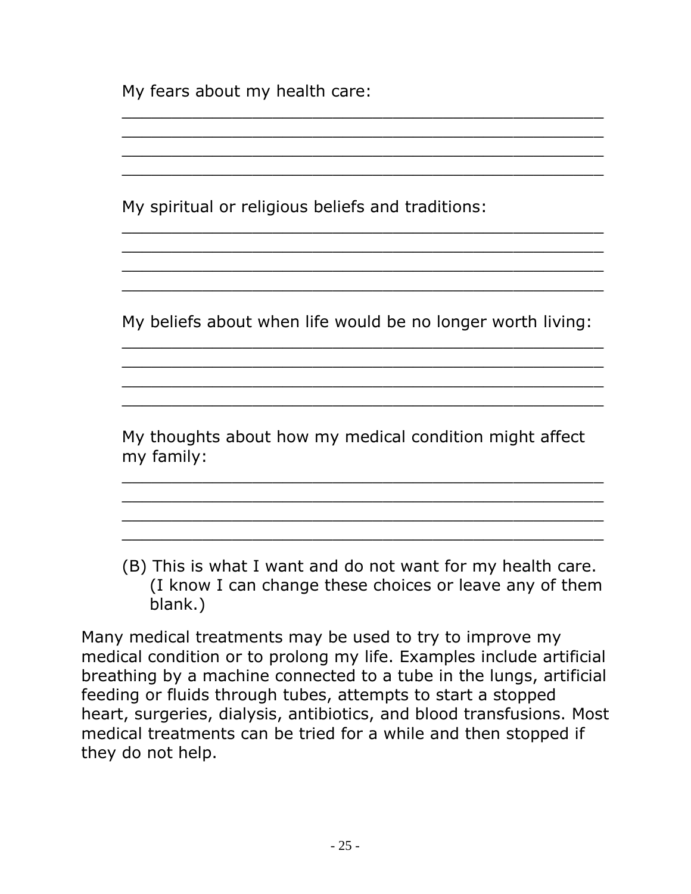My fears about my health care:

\_\_\_\_\_\_\_\_\_\_\_\_\_\_\_\_\_\_\_\_\_\_\_\_\_\_\_\_\_\_\_\_\_\_\_\_\_\_\_\_\_\_\_\_\_\_\_\_\_\_
\_\_\_\_\_\_\_\_\_\_\_\_\_\_\_\_\_\_\_\_\_\_\_\_\_\_\_\_\_\_\_\_\_\_\_\_\_\_\_\_\_\_\_\_\_\_\_\_\_\_
\_\_\_\_\_\_\_\_\_\_\_\_\_\_\_\_\_\_\_\_\_\_\_\_\_\_\_\_\_\_\_\_\_\_\_\_\_\_\_\_\_\_\_\_\_\_\_\_\_\_
\_\_\_\_\_\_\_\_\_\_\_\_\_\_\_\_\_\_\_\_\_\_\_\_\_\_\_\_\_\_\_\_\_\_\_\_\_\_\_\_\_\_\_\_\_\_\_\_\_\_

My spiritual or religious beliefs and traditions:

\_\_\_\_\_\_\_\_\_\_\_\_\_\_\_\_\_\_\_\_\_\_\_\_\_\_\_\_\_\_\_\_\_\_\_\_\_\_\_\_\_\_\_\_\_\_\_\_\_\_
\_\_\_\_\_\_\_\_\_\_\_\_\_\_\_\_\_\_\_\_\_\_\_\_\_\_\_\_\_\_\_\_\_\_\_\_\_\_\_\_\_\_\_\_\_\_\_\_\_\_
\_\_\_\_\_\_\_\_\_\_\_\_\_\_\_\_\_\_\_\_\_\_\_\_\_\_\_\_\_\_\_\_\_\_\_\_\_\_\_\_\_\_\_\_\_\_\_\_\_\_
\_\_\_\_\_\_\_\_\_\_\_\_\_\_\_\_\_\_\_\_\_\_\_\_\_\_\_\_\_\_\_\_\_\_\_\_\_\_\_\_\_\_\_\_\_\_\_\_\_\_

My beliefs about when life would be no longer worth living:

\_\_\_\_\_\_\_\_\_\_\_\_\_\_\_\_\_\_\_\_\_\_\_\_\_\_\_\_\_\_\_\_\_\_\_\_\_\_\_\_\_\_\_\_\_\_\_\_\_\_
\_\_\_\_\_\_\_\_\_\_\_\_\_\_\_\_\_\_\_\_\_\_\_\_\_\_\_\_\_\_\_\_\_\_\_\_\_\_\_\_\_\_\_\_\_\_\_\_\_\_
\_\_\_\_\_\_\_\_\_\_\_\_\_\_\_\_\_\_\_\_\_\_\_\_\_\_\_\_\_\_\_\_\_\_\_\_\_\_\_\_\_\_\_\_\_\_\_\_\_\_
\_\_\_\_\_\_\_\_\_\_\_\_\_\_\_\_\_\_\_\_\_\_\_\_\_\_\_\_\_\_\_\_\_\_\_\_\_\_\_\_\_\_\_\_\_\_\_\_\_\_

My thoughts about how my medical condition might affect my family:

\_\_\_\_\_\_\_\_\_\_\_\_\_\_\_\_\_\_\_\_\_\_\_\_\_\_\_\_\_\_\_\_\_\_\_\_\_\_\_\_\_\_\_\_\_\_\_\_\_\_
\_\_\_\_\_\_\_\_\_\_\_\_\_\_\_\_\_\_\_\_\_\_\_\_\_\_\_\_\_\_\_\_\_\_\_\_\_\_\_\_\_\_\_\_\_\_\_\_\_\_
\_\_\_\_\_\_\_\_\_\_\_\_\_\_\_\_\_\_\_\_\_\_\_\_\_\_\_\_\_\_\_\_\_\_\_\_\_\_\_\_\_\_\_\_\_\_\_\_\_\_
\_\_\_\_\_\_\_\_\_\_\_\_\_\_\_\_\_\_\_\_\_\_\_\_\_\_\_\_\_\_\_\_\_\_\_\_\_\_\_\_\_\_\_\_\_\_\_\_\_\_

(B) This is what I want and do not want for my health care. (I know I can change these choices or leave any of them blank.)

Many medical treatments may be used to try to improve my medical condition or to prolong my life. Examples include artificial breathing by a machine connected to a tube in the lungs, artificial feeding or fluids through tubes, attempts to start a stopped heart, surgeries, dialysis, antibiotics, and blood transfusions. Most medical treatments can be tried for a while and then stopped if they do not help.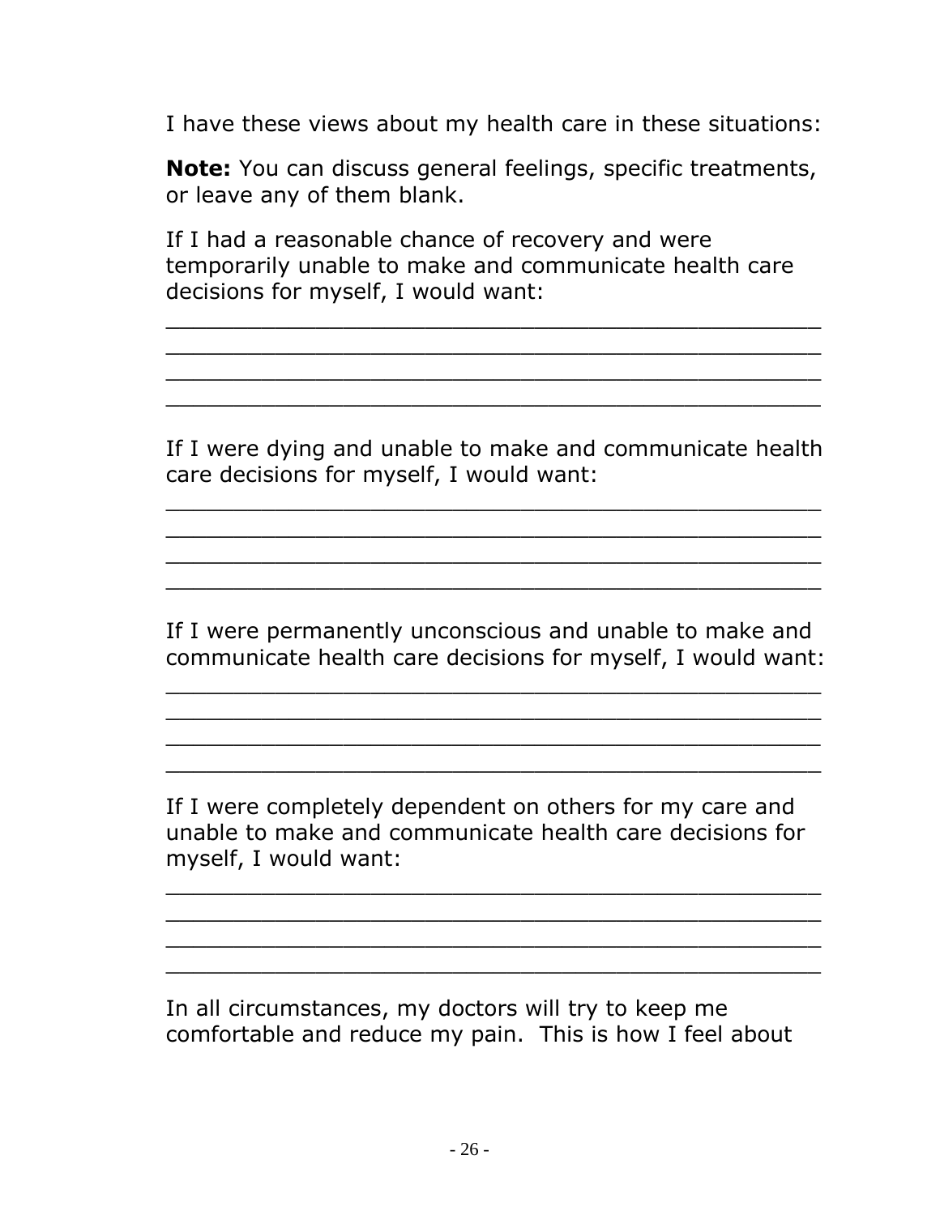I have these views about my health care in these situations:

**Note:** You can discuss general feelings, specific treatments, or leave any of them blank.

If I had a reasonable chance of recovery and were temporarily unable to make and communicate health care decisions for myself, I would want:

_______________________________________________
_______________________________________________
_______________________________________________
_______________________________________________

If I were dying and unable to make and communicate health care decisions for myself, I would want:

_______________________________________________
_______________________________________________
_______________________________________________
_______________________________________________

If I were permanently unconscious and unable to make and communicate health care decisions for myself, I would want:

_______________________________________________
_______________________________________________
_______________________________________________
_______________________________________________

If I were completely dependent on others for my care and unable to make and communicate health care decisions for myself, I would want:

_______________________________________________
_______________________________________________
_______________________________________________
_______________________________________________

In all circumstances, my doctors will try to keep me comfortable and reduce my pain. This is how I feel about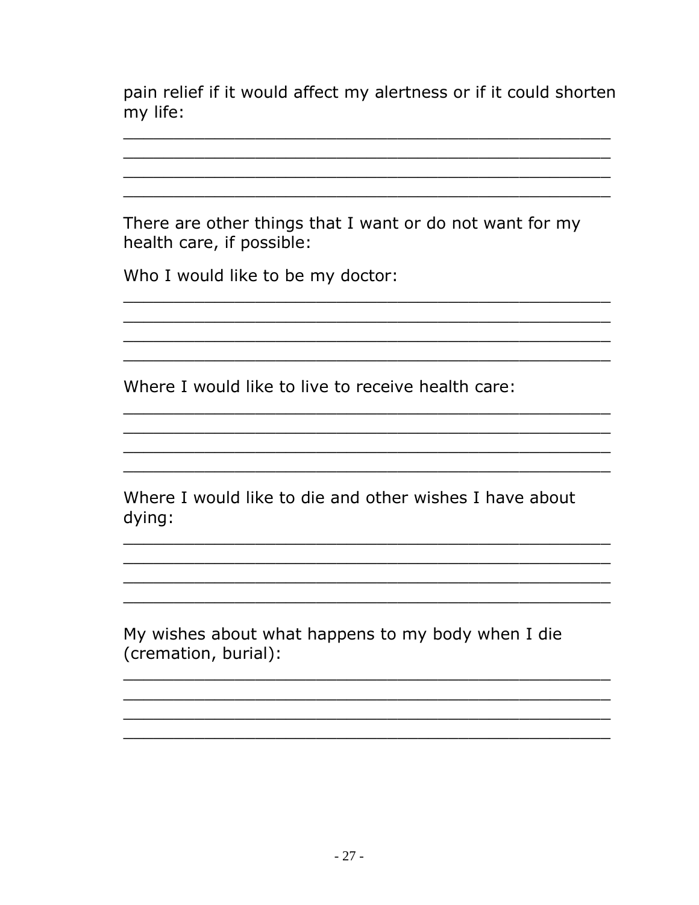pain relief if it would affect my alertness or if it could shorten my life:

\_\_\_\_\_\_\_\_\_\_\_\_\_\_\_\_\_\_\_\_\_\_\_\_\_\_\_\_\_\_\_\_\_\_\_\_\_\_\_\_\_\_\_\_\_\_\_\_
\_\_\_\_\_\_\_\_\_\_\_\_\_\_\_\_\_\_\_\_\_\_\_\_\_\_\_\_\_\_\_\_\_\_\_\_\_\_\_\_\_\_\_\_\_\_\_\_
\_\_\_\_\_\_\_\_\_\_\_\_\_\_\_\_\_\_\_\_\_\_\_\_\_\_\_\_\_\_\_\_\_\_\_\_\_\_\_\_\_\_\_\_\_\_\_\_
\_\_\_\_\_\_\_\_\_\_\_\_\_\_\_\_\_\_\_\_\_\_\_\_\_\_\_\_\_\_\_\_\_\_\_\_\_\_\_\_\_\_\_\_\_\_\_\_

There are other things that I want or do not want for my health care, if possible:

Who I would like to be my doctor:

\_\_\_\_\_\_\_\_\_\_\_\_\_\_\_\_\_\_\_\_\_\_\_\_\_\_\_\_\_\_\_\_\_\_\_\_\_\_\_\_\_\_\_\_\_\_\_\_
\_\_\_\_\_\_\_\_\_\_\_\_\_\_\_\_\_\_\_\_\_\_\_\_\_\_\_\_\_\_\_\_\_\_\_\_\_\_\_\_\_\_\_\_\_\_\_\_
\_\_\_\_\_\_\_\_\_\_\_\_\_\_\_\_\_\_\_\_\_\_\_\_\_\_\_\_\_\_\_\_\_\_\_\_\_\_\_\_\_\_\_\_\_\_\_\_
\_\_\_\_\_\_\_\_\_\_\_\_\_\_\_\_\_\_\_\_\_\_\_\_\_\_\_\_\_\_\_\_\_\_\_\_\_\_\_\_\_\_\_\_\_\_\_\_

Where I would like to live to receive health care:

\_\_\_\_\_\_\_\_\_\_\_\_\_\_\_\_\_\_\_\_\_\_\_\_\_\_\_\_\_\_\_\_\_\_\_\_\_\_\_\_\_\_\_\_\_\_\_\_
\_\_\_\_\_\_\_\_\_\_\_\_\_\_\_\_\_\_\_\_\_\_\_\_\_\_\_\_\_\_\_\_\_\_\_\_\_\_\_\_\_\_\_\_\_\_\_\_
\_\_\_\_\_\_\_\_\_\_\_\_\_\_\_\_\_\_\_\_\_\_\_\_\_\_\_\_\_\_\_\_\_\_\_\_\_\_\_\_\_\_\_\_\_\_\_\_
\_\_\_\_\_\_\_\_\_\_\_\_\_\_\_\_\_\_\_\_\_\_\_\_\_\_\_\_\_\_\_\_\_\_\_\_\_\_\_\_\_\_\_\_\_\_\_\_

Where I would like to die and other wishes I have about dying:

\_\_\_\_\_\_\_\_\_\_\_\_\_\_\_\_\_\_\_\_\_\_\_\_\_\_\_\_\_\_\_\_\_\_\_\_\_\_\_\_\_\_\_\_\_\_\_\_
\_\_\_\_\_\_\_\_\_\_\_\_\_\_\_\_\_\_\_\_\_\_\_\_\_\_\_\_\_\_\_\_\_\_\_\_\_\_\_\_\_\_\_\_\_\_\_\_
\_\_\_\_\_\_\_\_\_\_\_\_\_\_\_\_\_\_\_\_\_\_\_\_\_\_\_\_\_\_\_\_\_\_\_\_\_\_\_\_\_\_\_\_\_\_\_\_
\_\_\_\_\_\_\_\_\_\_\_\_\_\_\_\_\_\_\_\_\_\_\_\_\_\_\_\_\_\_\_\_\_\_\_\_\_\_\_\_\_\_\_\_\_\_\_\_

My wishes about what happens to my body when I die (cremation, burial):

\_\_\_\_\_\_\_\_\_\_\_\_\_\_\_\_\_\_\_\_\_\_\_\_\_\_\_\_\_\_\_\_\_\_\_\_\_\_\_\_\_\_\_\_\_\_\_\_
\_\_\_\_\_\_\_\_\_\_\_\_\_\_\_\_\_\_\_\_\_\_\_\_\_\_\_\_\_\_\_\_\_\_\_\_\_\_\_\_\_\_\_\_\_\_\_\_
\_\_\_\_\_\_\_\_\_\_\_\_\_\_\_\_\_\_\_\_\_\_\_\_\_\_\_\_\_\_\_\_\_\_\_\_\_\_\_\_\_\_\_\_\_\_\_\_
\_\_\_\_\_\_\_\_\_\_\_\_\_\_\_\_\_\_\_\_\_\_\_\_\_\_\_\_\_\_\_\_\_\_\_\_\_\_\_\_\_\_\_\_\_\_\_\_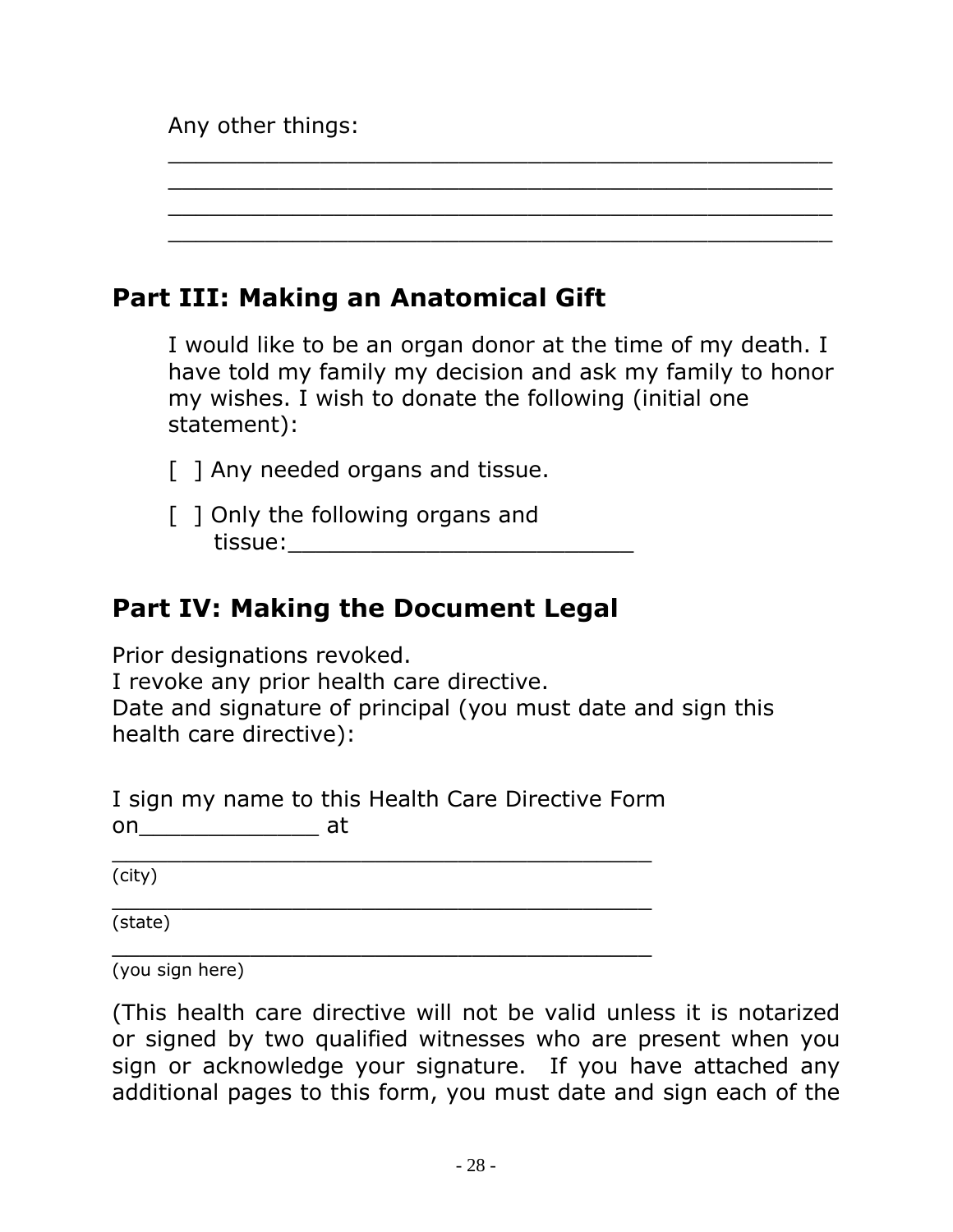Any other things:

_______________________________________________
_______________________________________________
_______________________________________________
_______________________________________________

## Part III: Making an Anatomical Gift

I would like to be an organ donor at the time of my death. I have told my family my decision and ask my family to honor my wishes. I wish to donate the following (initial one statement):

[ ] Any needed organs and tissue.

[ ] Only the following organs and tissue:_________________________

## Part IV: Making the Document Legal

Prior designations revoked.
I revoke any prior health care directive.
Date and signature of principal (you must date and sign this health care directive):

I sign my name to this Health Care Directive Form on_____________ at

_______________________________________
(city)

_______________________________________
(state)

_______________________________________
(you sign here)

(This health care directive will not be valid unless it is notarized or signed by two qualified witnesses who are present when you sign or acknowledge your signature. If you have attached any additional pages to this form, you must date and sign each of the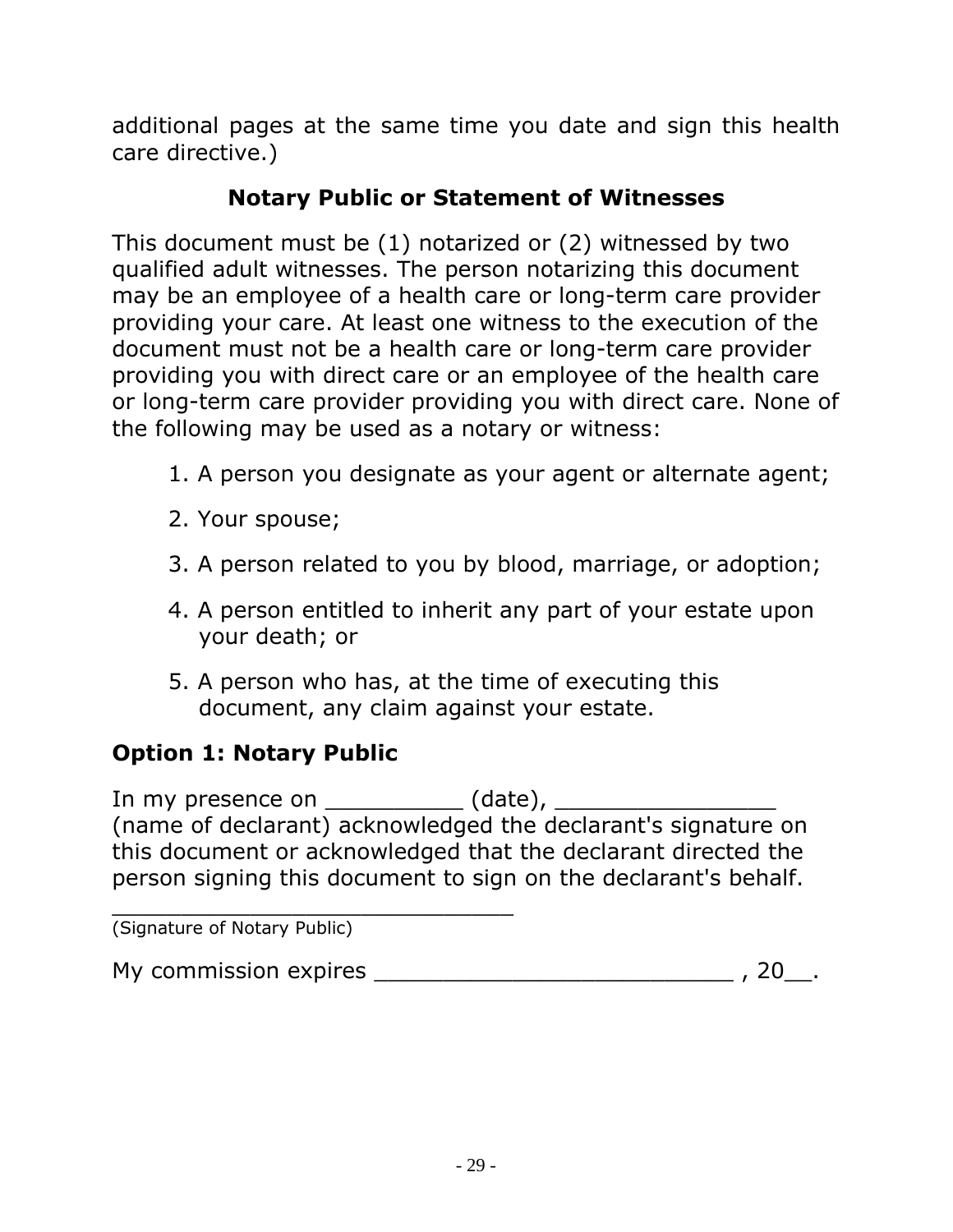additional pages at the same time you date and sign this health care directive.)

## Notary Public or Statement of Witnesses

This document must be (1) notarized or (2) witnessed by two qualified adult witnesses. The person notarizing this document may be an employee of a health care or long-term care provider providing your care. At least one witness to the execution of the document must not be a health care or long-term care provider providing you with direct care or an employee of the health care or long-term care provider providing you with direct care. None of the following may be used as a notary or witness:

1. A person you designate as your agent or alternate agent;
2. Your spouse;
3. A person related to you by blood, marriage, or adoption;
4. A person entitled to inherit any part of your estate upon your death; or
5. A person who has, at the time of executing this document, any claim against your estate.

### Option 1: Notary Public

In my presence on __________ (date), ________________ (name of declarant) acknowledged the declarant's signature on this document or acknowledged that the declarant directed the person signing this document to sign on the declarant's behalf.

______________________________
(Signature of Notary Public)

My commission expires __________________________ , 20__.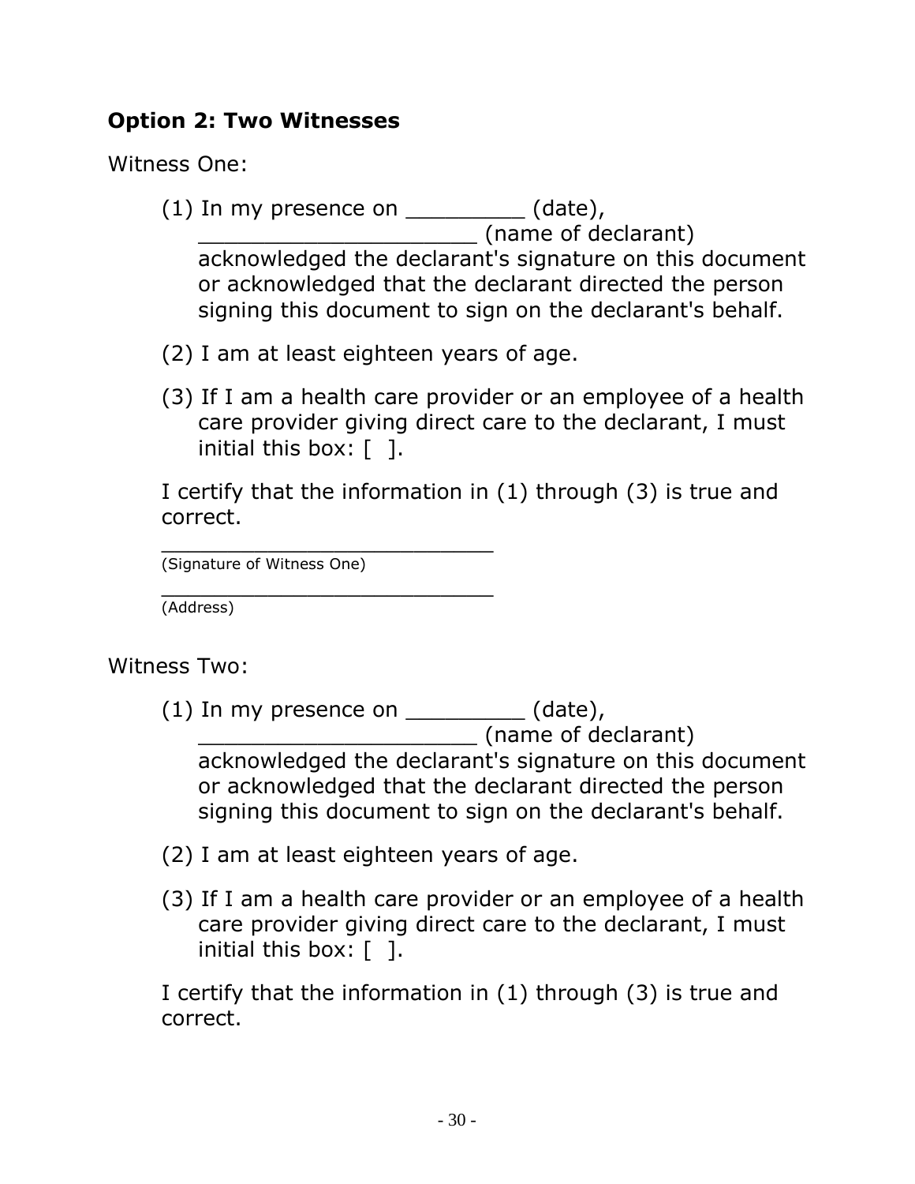**Option 2: Two Witnesses**

Witness One:

(1) In my presence on _________ (date), _____________________ (name of declarant) acknowledged the declarant's signature on this document or acknowledged that the declarant directed the person signing this document to sign on the declarant's behalf.

(2) I am at least eighteen years of age.

(3) If I am a health care provider or an employee of a health care provider giving direct care to the declarant, I must initial this box: [ ].

I certify that the information in (1) through (3) is true and correct.

___________________________
(Signature of Witness One)

___________________________
(Address)

Witness Two:

(1) In my presence on _________ (date), _____________________ (name of declarant) acknowledged the declarant's signature on this document or acknowledged that the declarant directed the person signing this document to sign on the declarant's behalf.

(2) I am at least eighteen years of age.

(3) If I am a health care provider or an employee of a health care provider giving direct care to the declarant, I must initial this box: [ ].

I certify that the information in (1) through (3) is true and correct.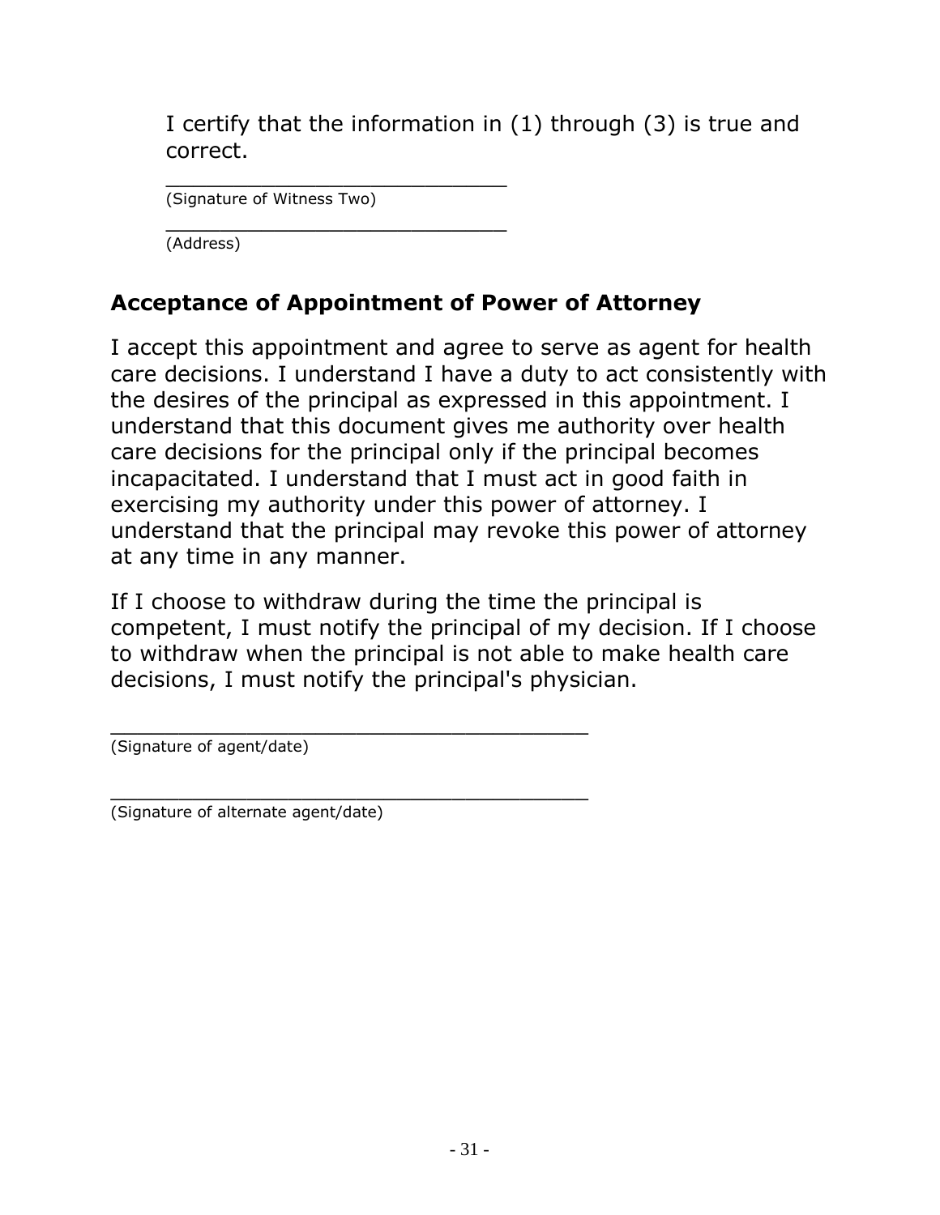I certify that the information in (1) through (3) is true and correct.

______________________________
(Signature of Witness Two)

______________________________
(Address)

## Acceptance of Appointment of Power of Attorney

I accept this appointment and agree to serve as agent for health care decisions. I understand I have a duty to act consistently with the desires of the principal as expressed in this appointment. I understand that this document gives me authority over health care decisions for the principal only if the principal becomes incapacitated. I understand that I must act in good faith in exercising my authority under this power of attorney. I understand that the principal may revoke this power of attorney at any time in any manner.

If I choose to withdraw during the time the principal is competent, I must notify the principal of my decision. If I choose to withdraw when the principal is not able to make health care decisions, I must notify the principal's physician.

________________________________________
(Signature of agent/date)

________________________________________
(Signature of alternate agent/date)